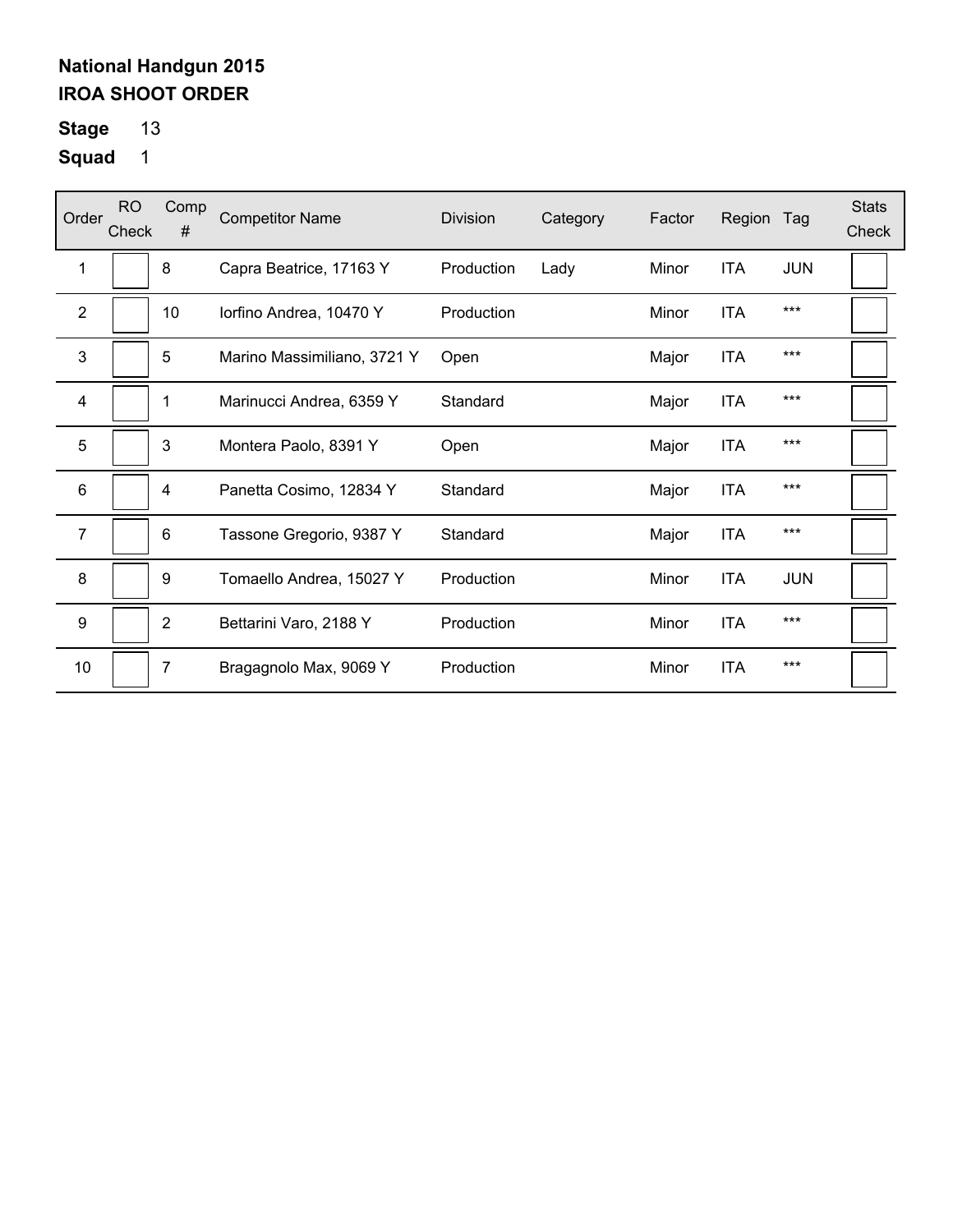**National Handgun 2015**
**IROA SHOOT ORDER**

**Stage** 13

**Squad** 1

| Order | RO Check | Comp # | Competitor Name | Division | Category | Factor | Region | Tag | Stats Check |
|---|---|---|---|---|---|---|---|---|---|
| 1 | | 8 | Capra Beatrice, 17163 Y | Production | Lady | Minor | ITA | JUN | |
| 2 | | 10 | Iorfino Andrea, 10470 Y | Production | | Minor | ITA | *** | |
| 3 | | 5 | Marino Massimiliano, 3721 Y | Open | | Major | ITA | *** | |
| 4 | | 1 | Marinucci Andrea, 6359 Y | Standard | | Major | ITA | *** | |
| 5 | | 3 | Montera Paolo, 8391 Y | Open | | Major | ITA | *** | |
| 6 | | 4 | Panetta Cosimo, 12834 Y | Standard | | Major | ITA | *** | |
| 7 | | 6 | Tassone Gregorio, 9387 Y | Standard | | Major | ITA | *** | |
| 8 | | 9 | Tomaello Andrea, 15027 Y | Production | | Minor | ITA | JUN | |
| 9 | | 2 | Bettarini Varo, 2188 Y | Production | | Minor | ITA | *** | |
| 10 | | 7 | Bragagnolo Max, 9069 Y | Production | | Minor | ITA | *** | |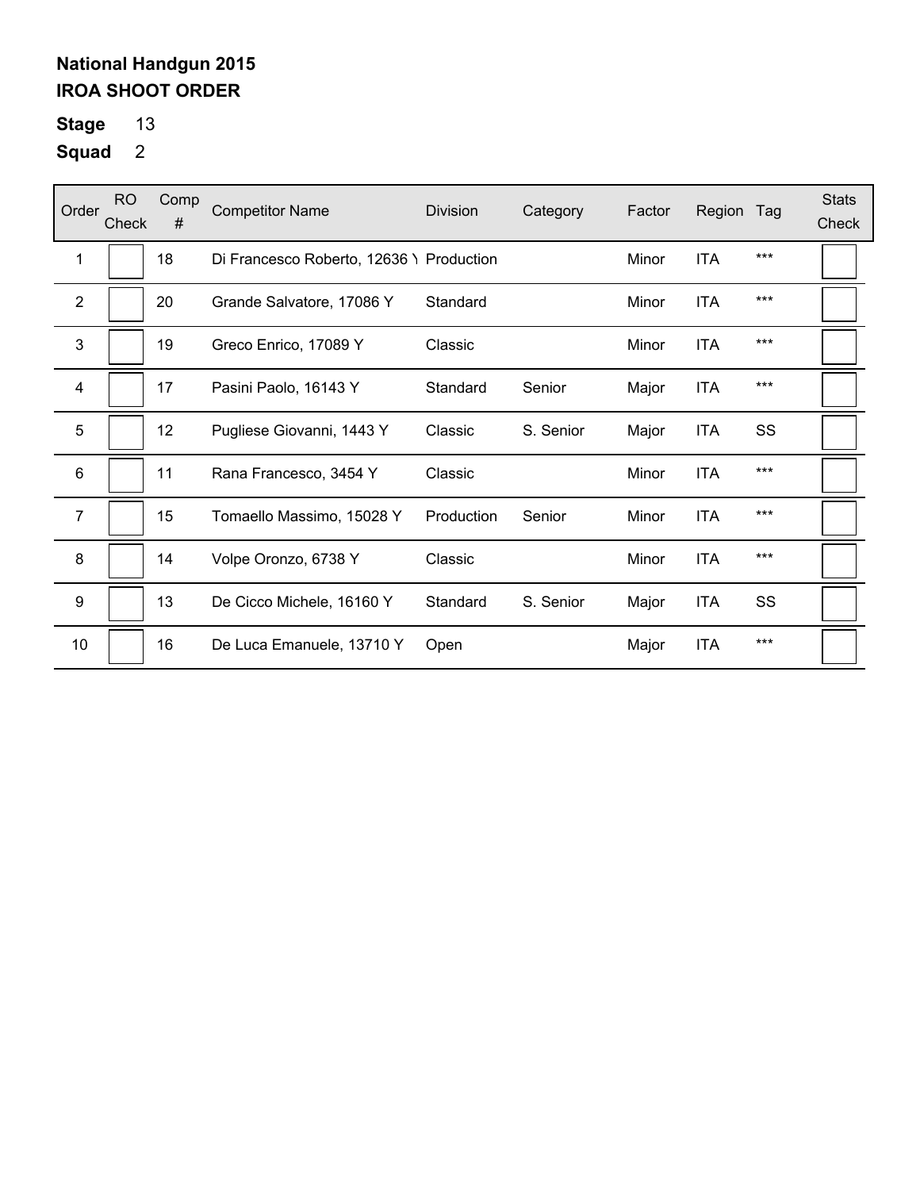**National Handgun 2015**
**IROA SHOOT ORDER**

**Stage** 13
**Squad** 2

| Order | RO Check | Comp # | Competitor Name | Division | Category | Factor | Region | Tag | Stats Check |
|---|---|---|---|---|---|---|---|---|---|
| 1 | | 18 | Di Francesco Roberto, 12636 Y | Production | | Minor | ITA | *** | |
| 2 | | 20 | Grande Salvatore, 17086 Y | Standard | | Minor | ITA | *** | |
| 3 | | 19 | Greco Enrico, 17089 Y | Classic | | Minor | ITA | *** | |
| 4 | | 17 | Pasini Paolo, 16143 Y | Standard | Senior | Major | ITA | *** | |
| 5 | | 12 | Pugliese Giovanni, 1443 Y | Classic | S. Senior | Major | ITA | SS | |
| 6 | | 11 | Rana Francesco, 3454 Y | Classic | | Minor | ITA | *** | |
| 7 | | 15 | Tomaello Massimo, 15028 Y | Production | Senior | Minor | ITA | *** | |
| 8 | | 14 | Volpe Oronzo, 6738 Y | Classic | | Minor | ITA | *** | |
| 9 | | 13 | De Cicco Michele, 16160 Y | Standard | S. Senior | Major | ITA | SS | |
| 10 | | 16 | De Luca Emanuele, 13710 Y | Open | | Major | ITA | *** | |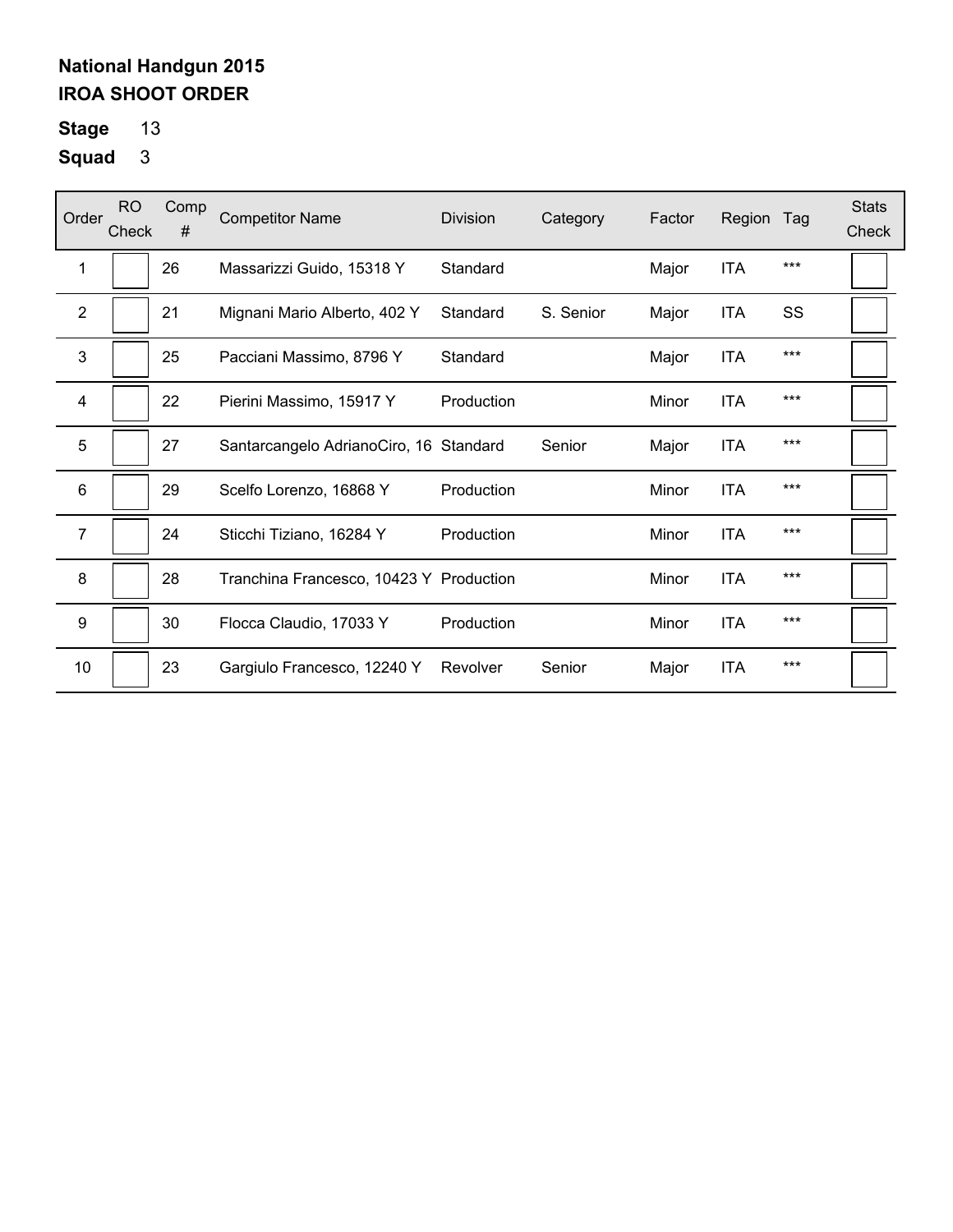**National Handgun 2015**
**IROA SHOOT ORDER**

**Stage** 13

**Squad** 3

| Order | RO Check | Comp # | Competitor Name | Division | Category | Factor | Region | Tag | Stats Check |
|---|---|---|---|---|---|---|---|---|---|
| 1 | | 26 | Massarizzi Guido, 15318 Y | Standard | | Major | ITA | *** | |
| 2 | | 21 | Mignani Mario Alberto, 402 Y | Standard | S. Senior | Major | ITA | SS | |
| 3 | | 25 | Pacciani Massimo, 8796 Y | Standard | | Major | ITA | *** | |
| 4 | | 22 | Pierini Massimo, 15917 Y | Production | | Minor | ITA | *** | |
| 5 | | 27 | Santarcangelo AdrianoCiro, 16 | Standard | Senior | Major | ITA | *** | |
| 6 | | 29 | Scelfo Lorenzo, 16868 Y | Production | | Minor | ITA | *** | |
| 7 | | 24 | Sticchi Tiziano, 16284 Y | Production | | Minor | ITA | *** | |
| 8 | | 28 | Tranchina Francesco, 10423 Y | Production | | Minor | ITA | *** | |
| 9 | | 30 | Flocca Claudio, 17033 Y | Production | | Minor | ITA | *** | |
| 10 | | 23 | Gargiulo Francesco, 12240 Y | Revolver | Senior | Major | ITA | *** | |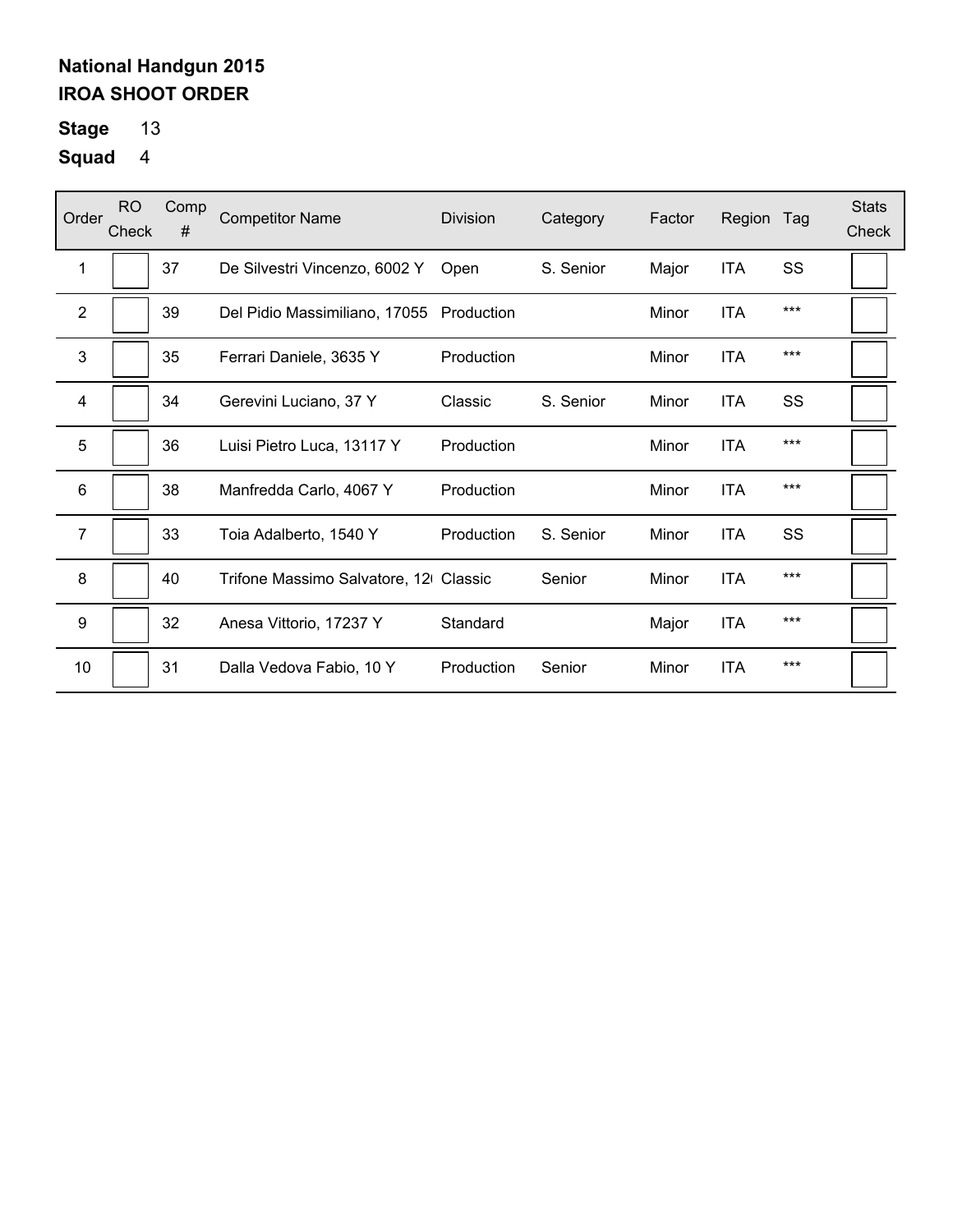**National Handgun 2015**
**IROA SHOOT ORDER**

**Stage** 13

**Squad** 4

| Order | RO Check | Comp # | Competitor Name | Division | Category | Factor | Region | Tag | Stats Check |
|---|---|---|---|---|---|---|---|---|---|
| 1 | | 37 | De Silvestri Vincenzo, 6002 Y | Open | S. Senior | Major | ITA | SS | |
| 2 | | 39 | Del Pidio Massimiliano, 17055 | Production | | Minor | ITA | *** | |
| 3 | | 35 | Ferrari Daniele, 3635 Y | Production | | Minor | ITA | *** | |
| 4 | | 34 | Gerevini Luciano, 37 Y | Classic | S. Senior | Minor | ITA | SS | |
| 5 | | 36 | Luisi Pietro Luca, 13117 Y | Production | | Minor | ITA | *** | |
| 6 | | 38 | Manfredda Carlo, 4067 Y | Production | | Minor | ITA | *** | |
| 7 | | 33 | Toia Adalberto, 1540 Y | Production | S. Senior | Minor | ITA | SS | |
| 8 | | 40 | Trifone Massimo Salvatore, 12 | Classic | Senior | Minor | ITA | *** | |
| 9 | | 32 | Anesa Vittorio, 17237 Y | Standard | | Major | ITA | *** | |
| 10 | | 31 | Dalla Vedova Fabio, 10 Y | Production | Senior | Minor | ITA | *** | |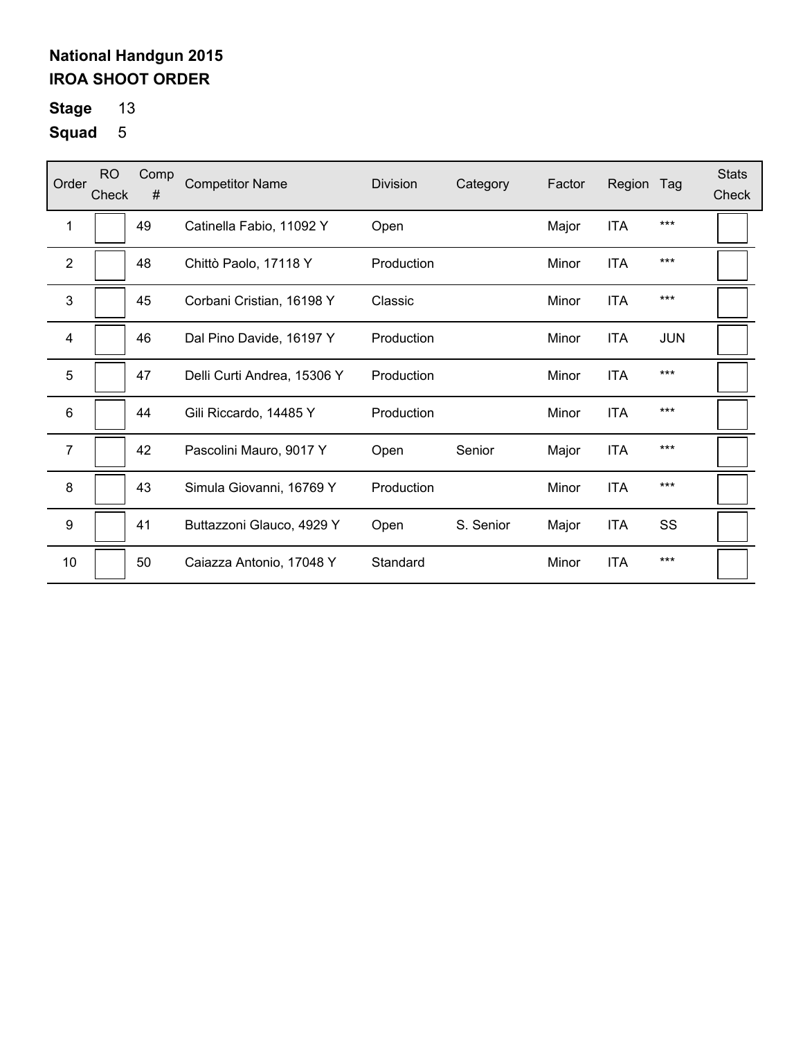**National Handgun 2015**
**IROA SHOOT ORDER**

**Stage** 13
**Squad** 5

| Order | RO Check | Comp # | Competitor Name | Division | Category | Factor | Region | Tag | Stats Check |
|---|---|---|---|---|---|---|---|---|---|
| 1 | | 49 | Catinella Fabio, 11092 Y | Open | | Major | ITA | *** | |
| 2 | | 48 | Chittò Paolo, 17118 Y | Production | | Minor | ITA | *** | |
| 3 | | 45 | Corbani Cristian, 16198 Y | Classic | | Minor | ITA | *** | |
| 4 | | 46 | Dal Pino Davide, 16197 Y | Production | | Minor | ITA | JUN | |
| 5 | | 47 | Delli Curti Andrea, 15306 Y | Production | | Minor | ITA | *** | |
| 6 | | 44 | Gili Riccardo, 14485 Y | Production | | Minor | ITA | *** | |
| 7 | | 42 | Pascolini Mauro, 9017 Y | Open | Senior | Major | ITA | *** | |
| 8 | | 43 | Simula Giovanni, 16769 Y | Production | | Minor | ITA | *** | |
| 9 | | 41 | Buttazzoni Glauco, 4929 Y | Open | S. Senior | Major | ITA | SS | |
| 10 | | 50 | Caiazza Antonio, 17048 Y | Standard | | Minor | ITA | *** | |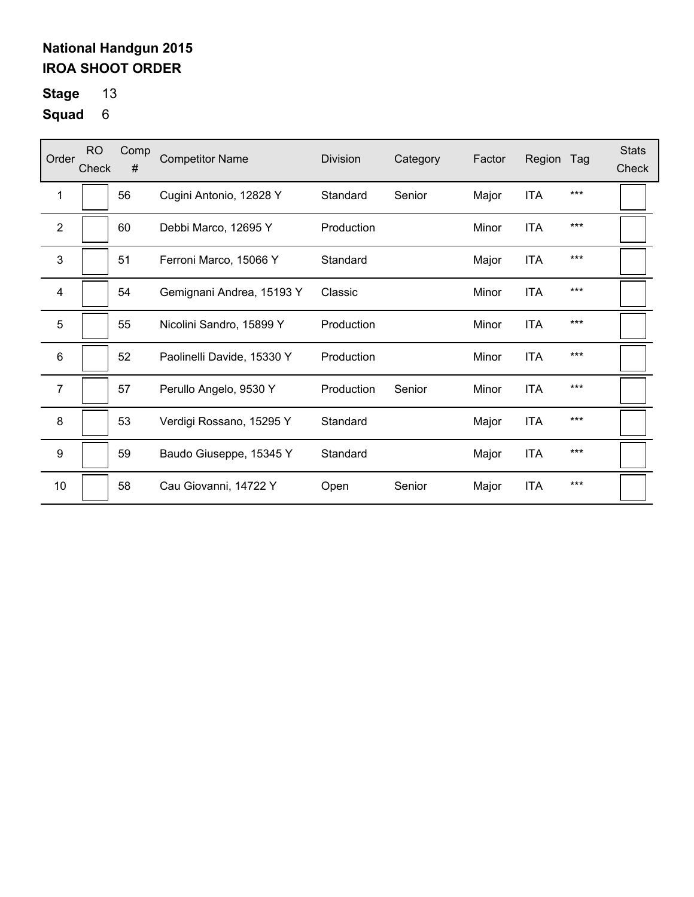**National Handgun 2015**
**IROA SHOOT ORDER**

**Stage** 13

**Squad** 6

| Order | RO Check | Comp # | Competitor Name | Division | Category | Factor | Region | Tag | Stats Check |
|---|---|---|---|---|---|---|---|---|---|
| 1 | | 56 | Cugini Antonio, 12828 Y | Standard | Senior | Major | ITA | *** | |
| 2 | | 60 | Debbi Marco, 12695 Y | Production | | Minor | ITA | *** | |
| 3 | | 51 | Ferroni Marco, 15066 Y | Standard | | Major | ITA | *** | |
| 4 | | 54 | Gemignani Andrea, 15193 Y | Classic | | Minor | ITA | *** | |
| 5 | | 55 | Nicolini Sandro, 15899 Y | Production | | Minor | ITA | *** | |
| 6 | | 52 | Paolinelli Davide, 15330 Y | Production | | Minor | ITA | *** | |
| 7 | | 57 | Perullo Angelo, 9530 Y | Production | Senior | Minor | ITA | *** | |
| 8 | | 53 | Verdigi Rossano, 15295 Y | Standard | | Major | ITA | *** | |
| 9 | | 59 | Baudo Giuseppe, 15345 Y | Standard | | Major | ITA | *** | |
| 10 | | 58 | Cau Giovanni, 14722 Y | Open | Senior | Major | ITA | *** | |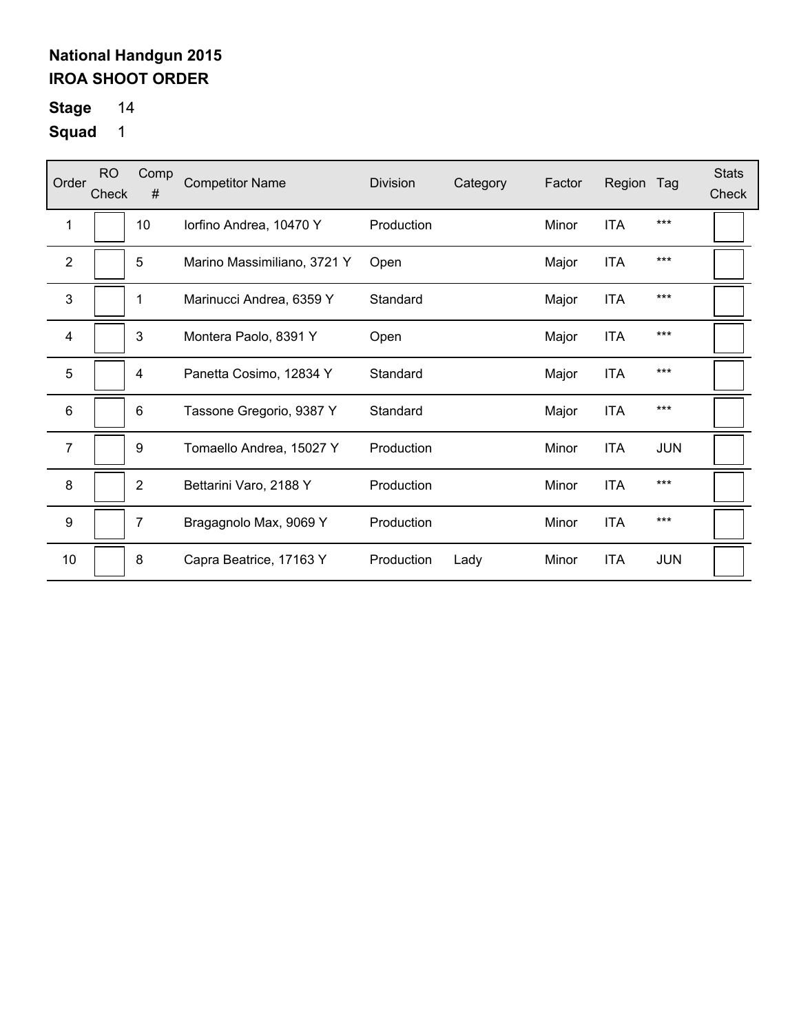**National Handgun 2015**
**IROA SHOOT ORDER**

**Stage** 14

**Squad** 1

| Order | RO Check | Comp # | Competitor Name | Division | Category | Factor | Region | Tag | Stats Check |
|---|---|---|---|---|---|---|---|---|---|
| 1 | | 10 | Iorfino Andrea, 10470 Y | Production | | Minor | ITA | *** | |
| 2 | | 5 | Marino Massimiliano, 3721 Y | Open | | Major | ITA | *** | |
| 3 | | 1 | Marinucci Andrea, 6359 Y | Standard | | Major | ITA | *** | |
| 4 | | 3 | Montera Paolo, 8391 Y | Open | | Major | ITA | *** | |
| 5 | | 4 | Panetta Cosimo, 12834 Y | Standard | | Major | ITA | *** | |
| 6 | | 6 | Tassone Gregorio, 9387 Y | Standard | | Major | ITA | *** | |
| 7 | | 9 | Tomaello Andrea, 15027 Y | Production | | Minor | ITA | JUN | |
| 8 | | 2 | Bettarini Varo, 2188 Y | Production | | Minor | ITA | *** | |
| 9 | | 7 | Bragagnolo Max, 9069 Y | Production | | Minor | ITA | *** | |
| 10 | | 8 | Capra Beatrice, 17163 Y | Production | Lady | Minor | ITA | JUN | |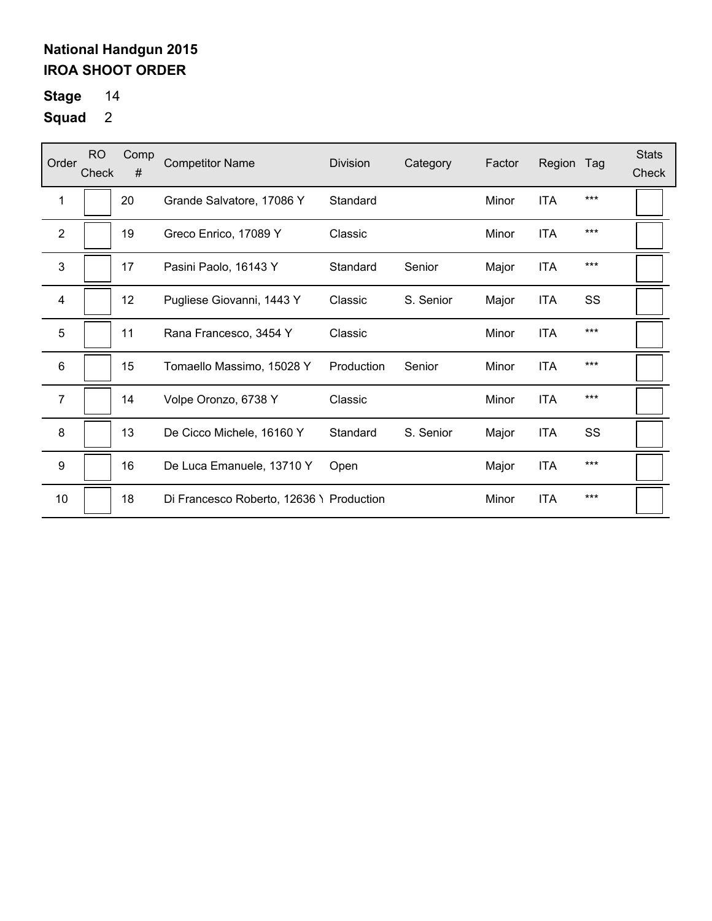**National Handgun 2015**
**IROA SHOOT ORDER**

**Stage** 14

**Squad** 2

| Order | RO Check | Comp # | Competitor Name | Division | Category | Factor | Region | Tag | Stats Check |
|---|---|---|---|---|---|---|---|---|---|
| 1 | | 20 | Grande Salvatore, 17086 Y | Standard | | Minor | ITA | *** | |
| 2 | | 19 | Greco Enrico, 17089 Y | Classic | | Minor | ITA | *** | |
| 3 | | 17 | Pasini Paolo, 16143 Y | Standard | Senior | Major | ITA | *** | |
| 4 | | 12 | Pugliese Giovanni, 1443 Y | Classic | S. Senior | Major | ITA | SS | |
| 5 | | 11 | Rana Francesco, 3454 Y | Classic | | Minor | ITA | *** | |
| 6 | | 15 | Tomaello Massimo, 15028 Y | Production | Senior | Minor | ITA | *** | |
| 7 | | 14 | Volpe Oronzo, 6738 Y | Classic | | Minor | ITA | *** | |
| 8 | | 13 | De Cicco Michele, 16160 Y | Standard | S. Senior | Major | ITA | SS | |
| 9 | | 16 | De Luca Emanuele, 13710 Y | Open | | Major | ITA | *** | |
| 10 | | 18 | Di Francesco Roberto, 12636 Y | Production | | Minor | ITA | *** | |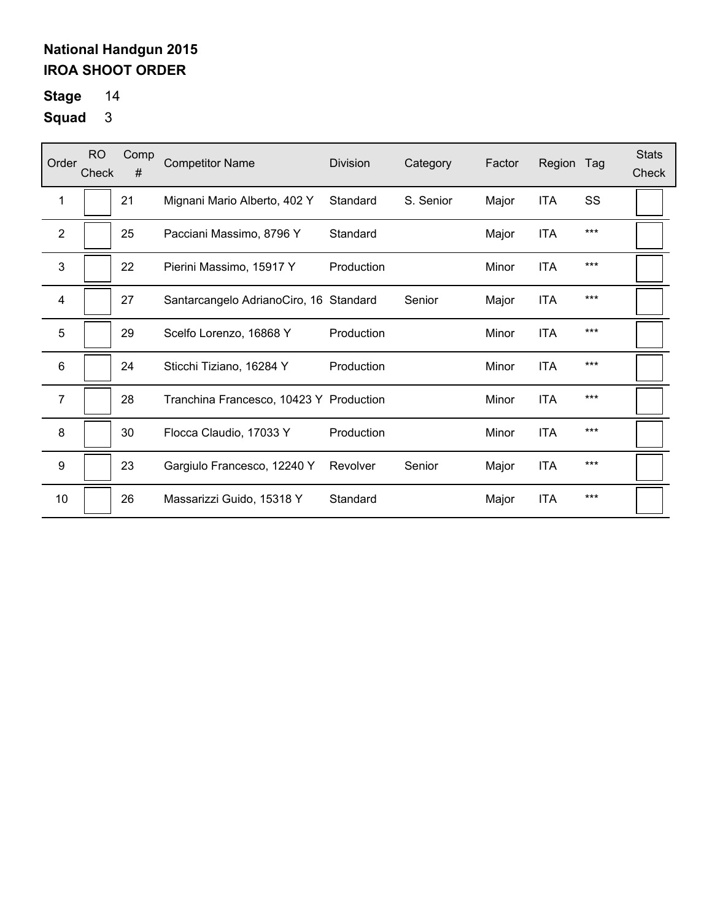**National Handgun 2015**
**IROA SHOOT ORDER**

**Stage** 14

**Squad** 3

| Order | RO Check | Comp # | Competitor Name | Division | Category | Factor | Region | Tag | Stats Check |
|---|---|---|---|---|---|---|---|---|---|
| 1 | | 21 | Mignani Mario Alberto, 402 Y | Standard | S. Senior | Major | ITA | SS | |
| 2 | | 25 | Pacciani Massimo, 8796 Y | Standard | | Major | ITA | *** | |
| 3 | | 22 | Pierini Massimo, 15917 Y | Production | | Minor | ITA | *** | |
| 4 | | 27 | Santarcangelo AdrianoCiro, 16 | Standard | Senior | Major | ITA | *** | |
| 5 | | 29 | Scelfo Lorenzo, 16868 Y | Production | | Minor | ITA | *** | |
| 6 | | 24 | Sticchi Tiziano, 16284 Y | Production | | Minor | ITA | *** | |
| 7 | | 28 | Tranchina Francesco, 10423 Y | Production | | Minor | ITA | *** | |
| 8 | | 30 | Flocca Claudio, 17033 Y | Production | | Minor | ITA | *** | |
| 9 | | 23 | Gargiulo Francesco, 12240 Y | Revolver | Senior | Major | ITA | *** | |
| 10 | | 26 | Massarizzi Guido, 15318 Y | Standard | | Major | ITA | *** | |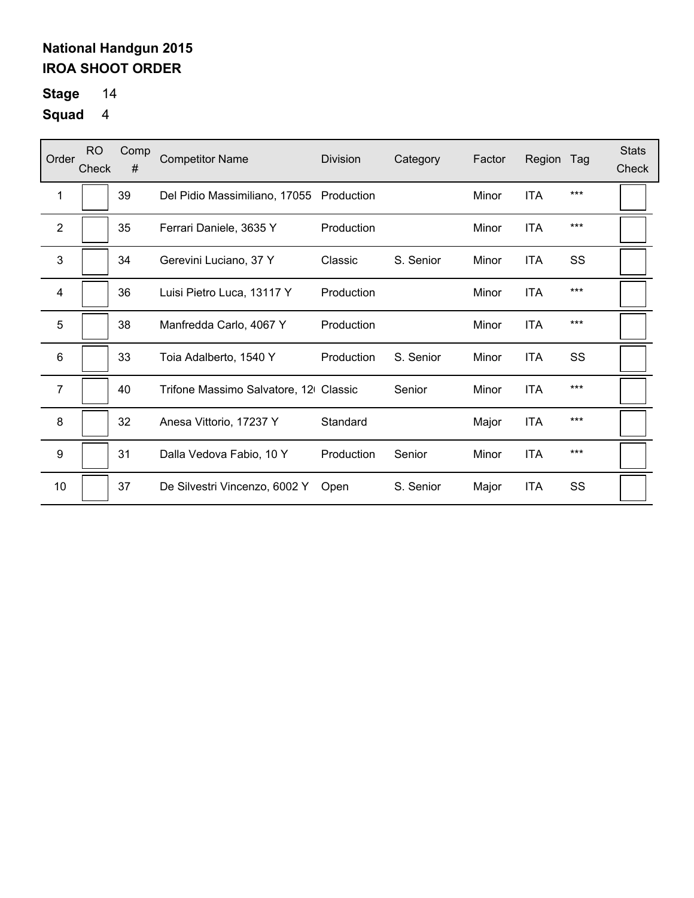**National Handgun 2015**
**IROA SHOOT ORDER**

**Stage** 14

**Squad** 4

| Order | RO Check | Comp # | Competitor Name | Division | Category | Factor | Region | Tag | Stats Check |
|---|---|---|---|---|---|---|---|---|---|
| 1 | | 39 | Del Pidio Massimiliano, 17055 | Production | | Minor | ITA | *** | |
| 2 | | 35 | Ferrari Daniele, 3635 Y | Production | | Minor | ITA | *** | |
| 3 | | 34 | Gerevini Luciano, 37 Y | Classic | S. Senior | Minor | ITA | SS | |
| 4 | | 36 | Luisi Pietro Luca, 13117 Y | Production | | Minor | ITA | *** | |
| 5 | | 38 | Manfredda Carlo, 4067 Y | Production | | Minor | ITA | *** | |
| 6 | | 33 | Toia Adalberto, 1540 Y | Production | S. Senior | Minor | ITA | SS | |
| 7 | | 40 | Trifone Massimo Salvatore, 12 | Classic | Senior | Minor | ITA | *** | |
| 8 | | 32 | Anesa Vittorio, 17237 Y | Standard | | Major | ITA | *** | |
| 9 | | 31 | Dalla Vedova Fabio, 10 Y | Production | Senior | Minor | ITA | *** | |
| 10 | | 37 | De Silvestri Vincenzo, 6002 Y | Open | S. Senior | Major | ITA | SS | |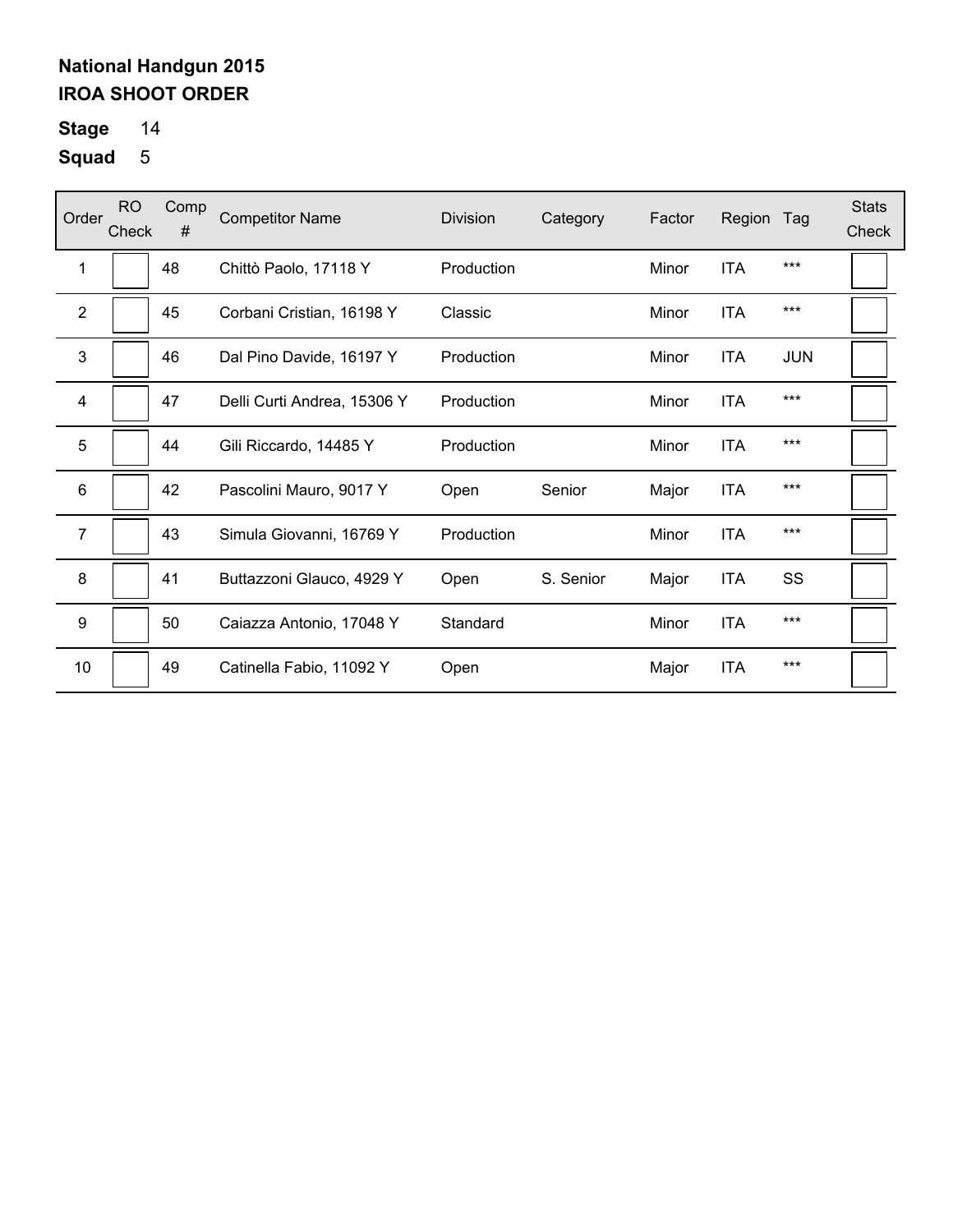**National Handgun 2015**
**IROA SHOOT ORDER**

**Stage** 14

**Squad** 5

| Order | RO Check | Comp # | Competitor Name | Division | Category | Factor | Region | Tag | Stats Check |
|---|---|---|---|---|---|---|---|---|---|
| 1 | | 48 | Chittò Paolo, 17118 Y | Production | | Minor | ITA | *** | |
| 2 | | 45 | Corbani Cristian, 16198 Y | Classic | | Minor | ITA | *** | |
| 3 | | 46 | Dal Pino Davide, 16197 Y | Production | | Minor | ITA | JUN | |
| 4 | | 47 | Delli Curti Andrea, 15306 Y | Production | | Minor | ITA | *** | |
| 5 | | 44 | Gili Riccardo, 14485 Y | Production | | Minor | ITA | *** | |
| 6 | | 42 | Pascolini Mauro, 9017 Y | Open | Senior | Major | ITA | *** | |
| 7 | | 43 | Simula Giovanni, 16769 Y | Production | | Minor | ITA | *** | |
| 8 | | 41 | Buttazzoni Glauco, 4929 Y | Open | S. Senior | Major | ITA | SS | |
| 9 | | 50 | Caiazza Antonio, 17048 Y | Standard | | Minor | ITA | *** | |
| 10 | | 49 | Catinella Fabio, 11092 Y | Open | | Major | ITA | *** | |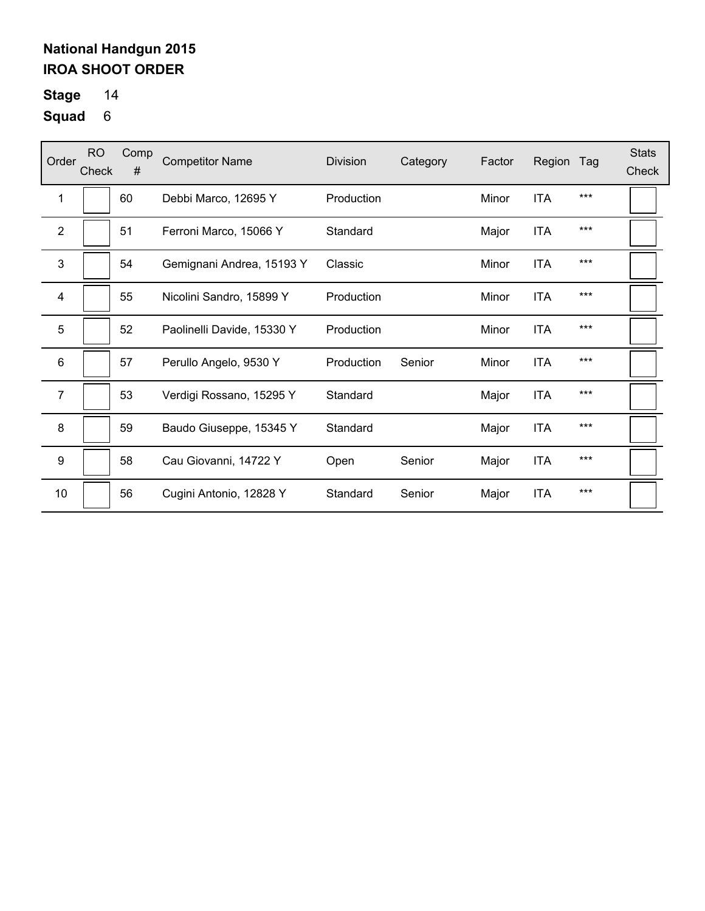**National Handgun 2015**
**IROA SHOOT ORDER**

**Stage** 14
**Squad** 6

| Order | RO Check | Comp # | Competitor Name | Division | Category | Factor | Region | Tag | Stats Check |
|---|---|---|---|---|---|---|---|---|---|
| 1 | | 60 | Debbi Marco, 12695 Y | Production | | Minor | ITA | *** | |
| 2 | | 51 | Ferroni Marco, 15066 Y | Standard | | Major | ITA | *** | |
| 3 | | 54 | Gemignani Andrea, 15193 Y | Classic | | Minor | ITA | *** | |
| 4 | | 55 | Nicolini Sandro, 15899 Y | Production | | Minor | ITA | *** | |
| 5 | | 52 | Paolinelli Davide, 15330 Y | Production | | Minor | ITA | *** | |
| 6 | | 57 | Perullo Angelo, 9530 Y | Production | Senior | Minor | ITA | *** | |
| 7 | | 53 | Verdigi Rossano, 15295 Y | Standard | | Major | ITA | *** | |
| 8 | | 59 | Baudo Giuseppe, 15345 Y | Standard | | Major | ITA | *** | |
| 9 | | 58 | Cau Giovanni, 14722 Y | Open | Senior | Major | ITA | *** | |
| 10 | | 56 | Cugini Antonio, 12828 Y | Standard | Senior | Major | ITA | *** | |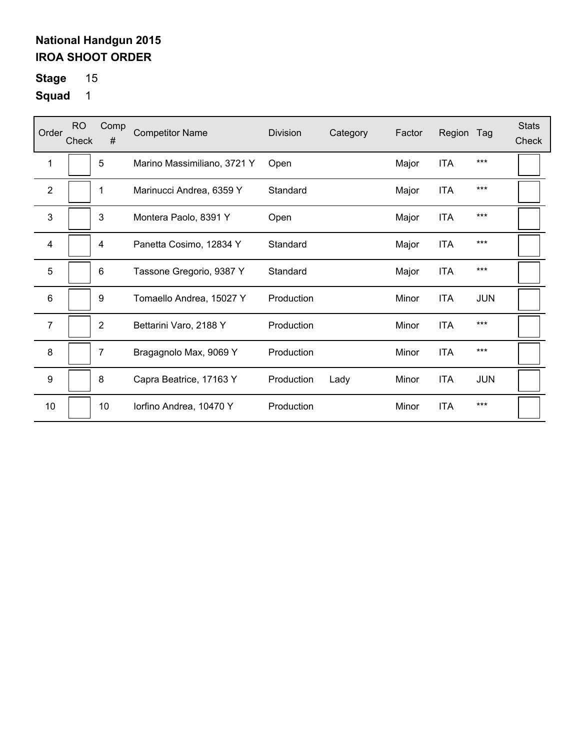**National Handgun 2015**
**IROA SHOOT ORDER**

**Stage** 15

**Squad** 1

| Order | RO Check | Comp # | Competitor Name | Division | Category | Factor | Region | Tag | Stats Check |
|---|---|---|---|---|---|---|---|---|---|
| 1 | | 5 | Marino Massimiliano, 3721 Y | Open | | Major | ITA | *** | |
| 2 | | 1 | Marinucci Andrea, 6359 Y | Standard | | Major | ITA | *** | |
| 3 | | 3 | Montera Paolo, 8391 Y | Open | | Major | ITA | *** | |
| 4 | | 4 | Panetta Cosimo, 12834 Y | Standard | | Major | ITA | *** | |
| 5 | | 6 | Tassone Gregorio, 9387 Y | Standard | | Major | ITA | *** | |
| 6 | | 9 | Tomaello Andrea, 15027 Y | Production | | Minor | ITA | JUN | |
| 7 | | 2 | Bettarini Varo, 2188 Y | Production | | Minor | ITA | *** | |
| 8 | | 7 | Bragagnolo Max, 9069 Y | Production | | Minor | ITA | *** | |
| 9 | | 8 | Capra Beatrice, 17163 Y | Production | Lady | Minor | ITA | JUN | |
| 10 | | 10 | Iorfino Andrea, 10470 Y | Production | | Minor | ITA | *** | |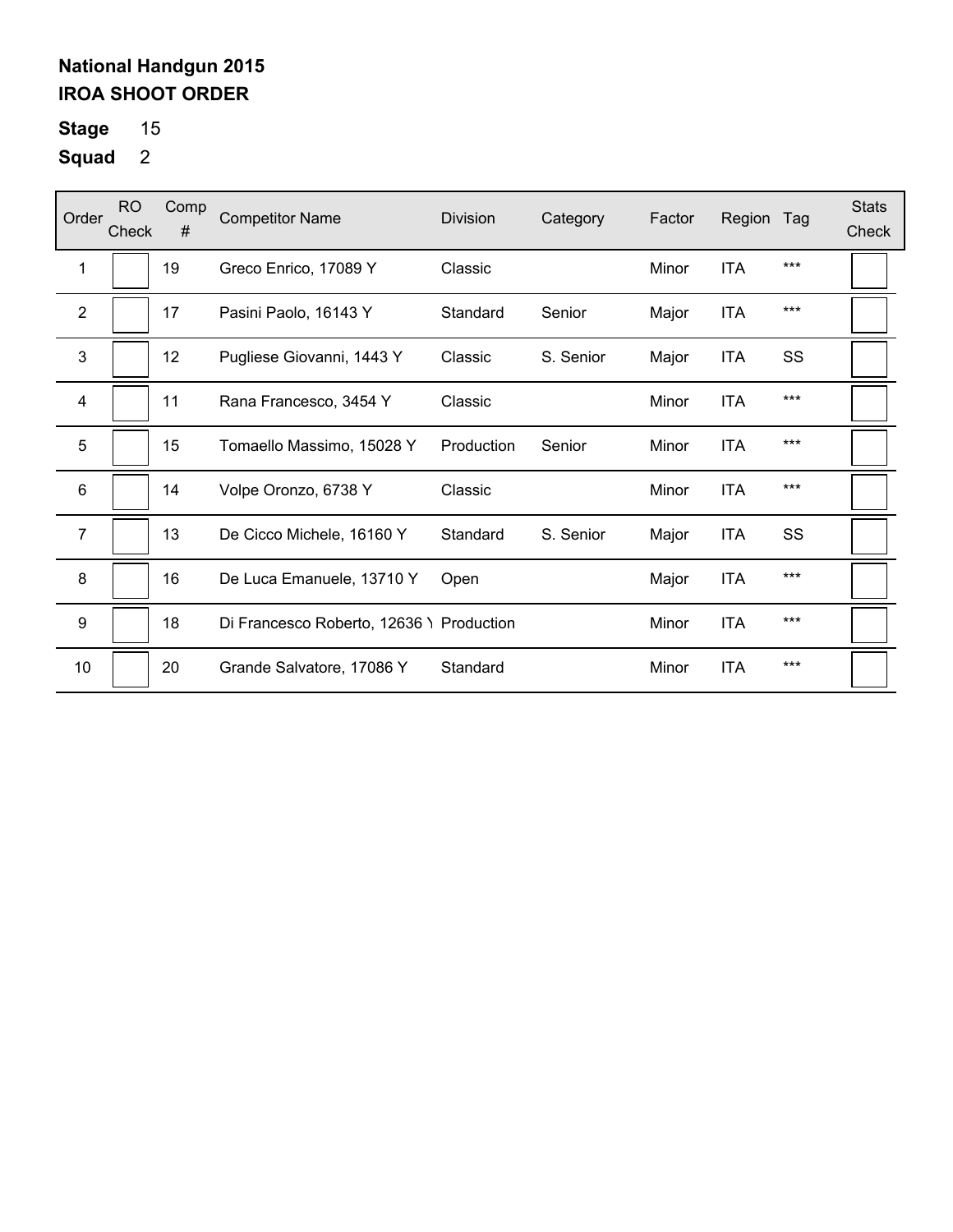**National Handgun 2015**
**IROA SHOOT ORDER**

**Stage** 15

**Squad** 2

| Order | RO Check | Comp # | Competitor Name | Division | Category | Factor | Region | Tag | Stats Check |
|---|---|---|---|---|---|---|---|---|---|
| 1 | | 19 | Greco Enrico, 17089 Y | Classic | | Minor | ITA | *** | |
| 2 | | 17 | Pasini Paolo, 16143 Y | Standard | Senior | Major | ITA | *** | |
| 3 | | 12 | Pugliese Giovanni, 1443 Y | Classic | S. Senior | Major | ITA | SS | |
| 4 | | 11 | Rana Francesco, 3454 Y | Classic | | Minor | ITA | *** | |
| 5 | | 15 | Tomaello Massimo, 15028 Y | Production | Senior | Minor | ITA | *** | |
| 6 | | 14 | Volpe Oronzo, 6738 Y | Classic | | Minor | ITA | *** | |
| 7 | | 13 | De Cicco Michele, 16160 Y | Standard | S. Senior | Major | ITA | SS | |
| 8 | | 16 | De Luca Emanuele, 13710 Y | Open | | Major | ITA | *** | |
| 9 | | 18 | Di Francesco Roberto, 12636 Y | Production | | Minor | ITA | *** | |
| 10 | | 20 | Grande Salvatore, 17086 Y | Standard | | Minor | ITA | *** | |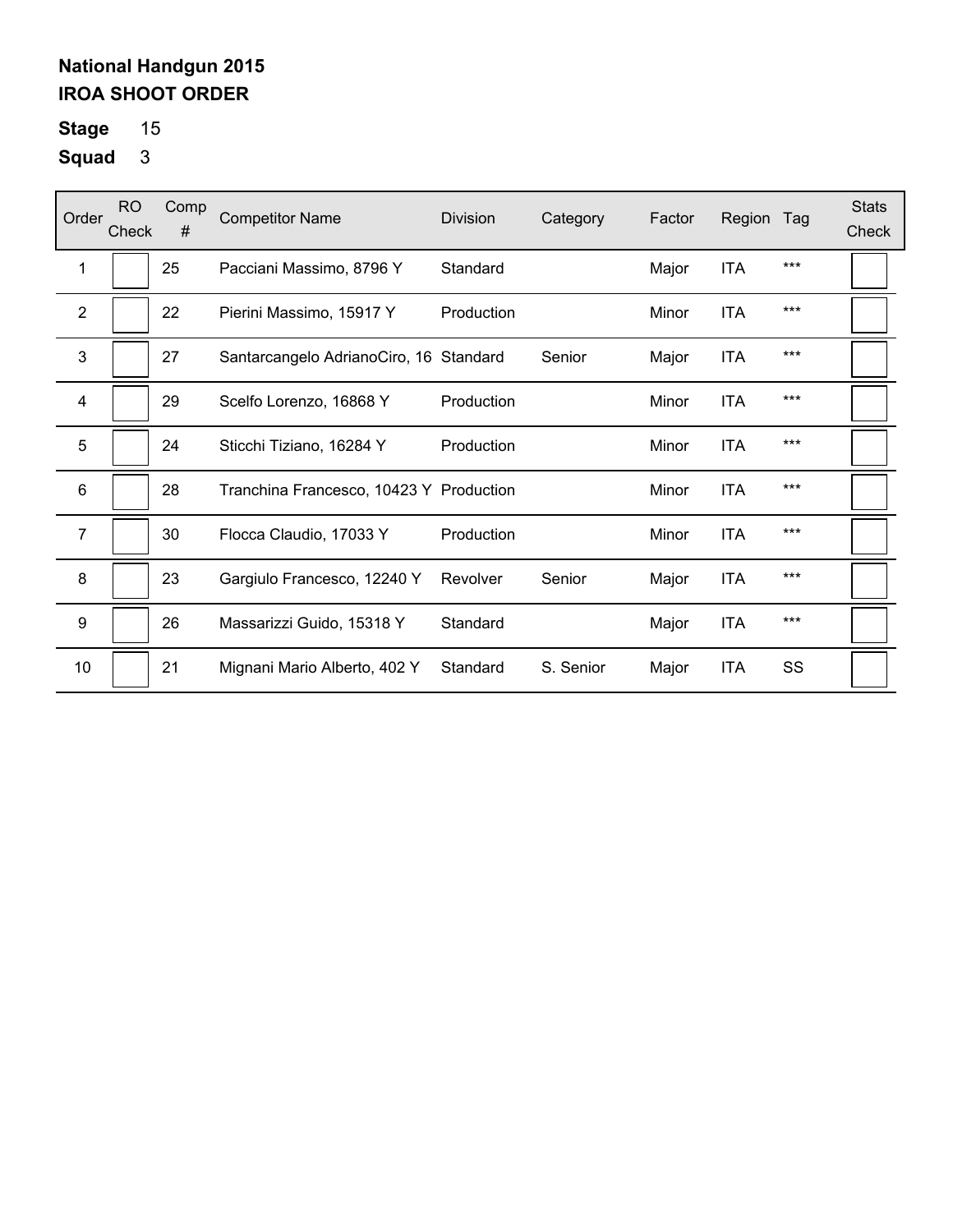**National Handgun 2015**
**IROA SHOOT ORDER**

**Stage** 15

**Squad** 3

| Order | RO Check | Comp # | Competitor Name | Division | Category | Factor | Region | Tag | Stats Check |
|---|---|---|---|---|---|---|---|---|---|
| 1 | | 25 | Pacciani Massimo, 8796 Y | Standard | | Major | ITA | *** | |
| 2 | | 22 | Pierini Massimo, 15917 Y | Production | | Minor | ITA | *** | |
| 3 | | 27 | Santarcangelo AdrianoCiro, 16 | Standard | Senior | Major | ITA | *** | |
| 4 | | 29 | Scelfo Lorenzo, 16868 Y | Production | | Minor | ITA | *** | |
| 5 | | 24 | Sticchi Tiziano, 16284 Y | Production | | Minor | ITA | *** | |
| 6 | | 28 | Tranchina Francesco, 10423 Y | Production | | Minor | ITA | *** | |
| 7 | | 30 | Flocca Claudio, 17033 Y | Production | | Minor | ITA | *** | |
| 8 | | 23 | Gargiulo Francesco, 12240 Y | Revolver | Senior | Major | ITA | *** | |
| 9 | | 26 | Massarizzi Guido, 15318 Y | Standard | | Major | ITA | *** | |
| 10 | | 21 | Mignani Mario Alberto, 402 Y | Standard | S. Senior | Major | ITA | SS | |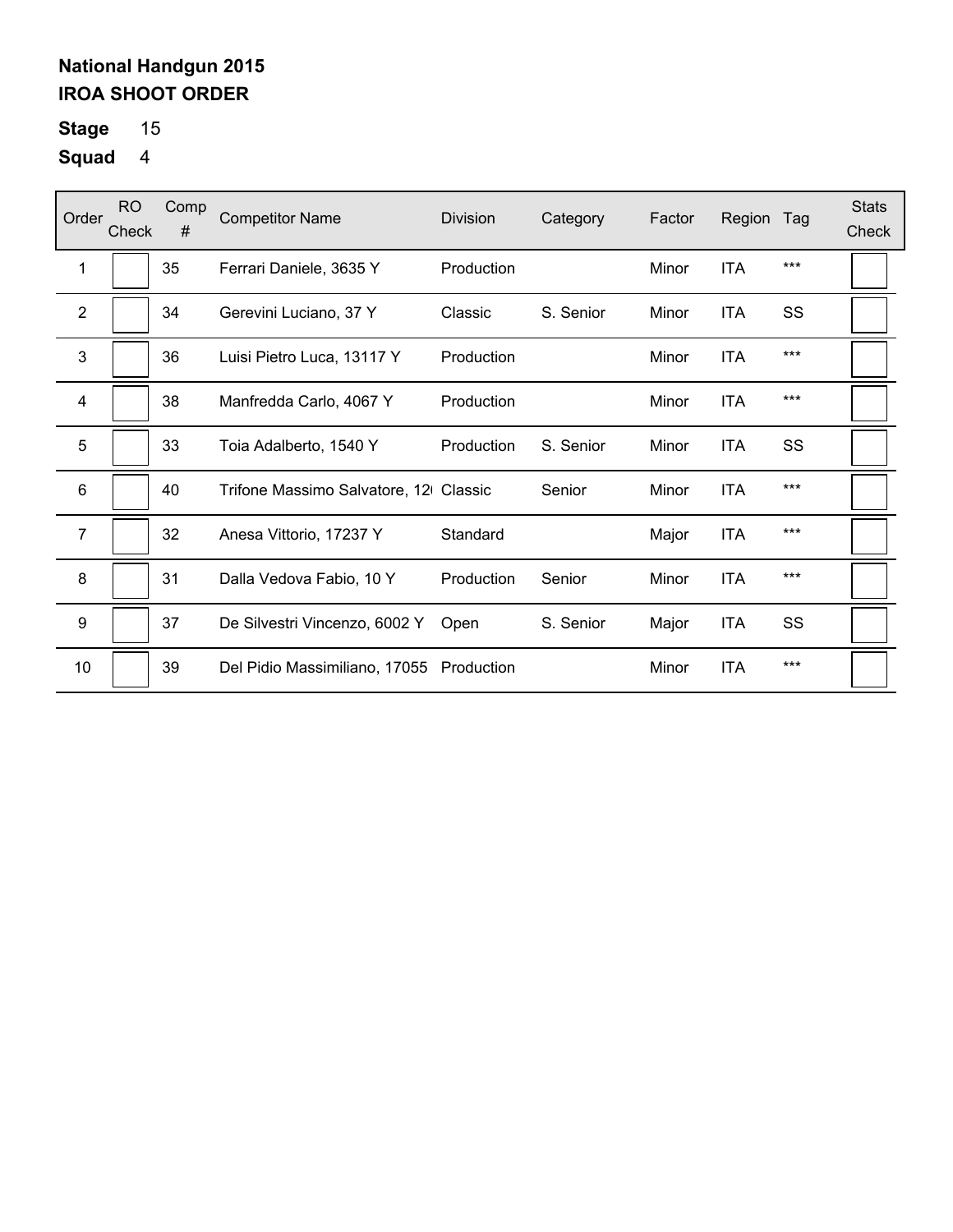**National Handgun 2015**
**IROA SHOOT ORDER**

**Stage** 15

**Squad** 4

| Order | RO Check | Comp # | Competitor Name | Division | Category | Factor | Region | Tag | Stats Check |
|---|---|---|---|---|---|---|---|---|---|
| 1 | | 35 | Ferrari Daniele, 3635 Y | Production | | Minor | ITA | *** | |
| 2 | | 34 | Gerevini Luciano, 37 Y | Classic | S. Senior | Minor | ITA | SS | |
| 3 | | 36 | Luisi Pietro Luca, 13117 Y | Production | | Minor | ITA | *** | |
| 4 | | 38 | Manfredda Carlo, 4067 Y | Production | | Minor | ITA | *** | |
| 5 | | 33 | Toia Adalberto, 1540 Y | Production | S. Senior | Minor | ITA | SS | |
| 6 | | 40 | Trifone Massimo Salvatore, 12( | Classic | Senior | Minor | ITA | *** | |
| 7 | | 32 | Anesa Vittorio, 17237 Y | Standard | | Major | ITA | *** | |
| 8 | | 31 | Dalla Vedova Fabio, 10 Y | Production | Senior | Minor | ITA | *** | |
| 9 | | 37 | De Silvestri Vincenzo, 6002 Y | Open | S. Senior | Major | ITA | SS | |
| 10 | | 39 | Del Pidio Massimiliano, 17055 | Production | | Minor | ITA | *** | |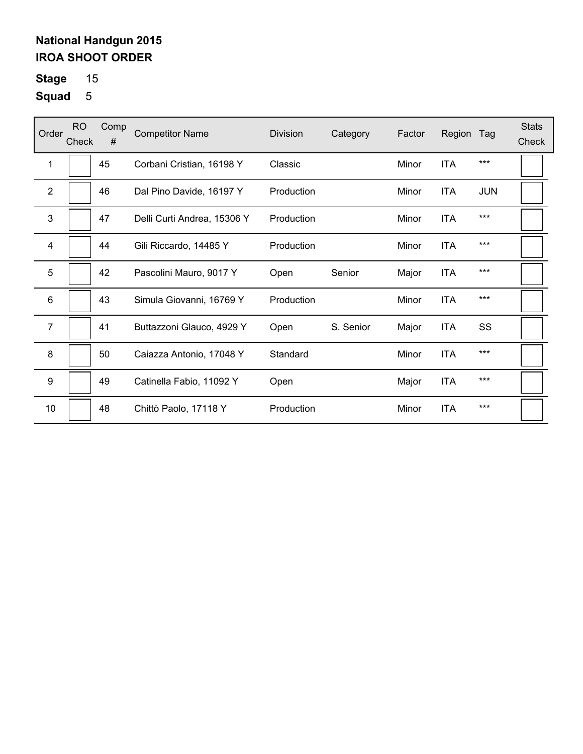**National Handgun 2015**
**IROA SHOOT ORDER**

**Stage** 15
**Squad** 5

| Order | RO Check | Comp # | Competitor Name | Division | Category | Factor | Region | Tag | Stats Check |
|---|---|---|---|---|---|---|---|---|---|
| 1 | | 45 | Corbani Cristian, 16198 Y | Classic | | Minor | ITA | *** | |
| 2 | | 46 | Dal Pino Davide, 16197 Y | Production | | Minor | ITA | JUN | |
| 3 | | 47 | Delli Curti Andrea, 15306 Y | Production | | Minor | ITA | *** | |
| 4 | | 44 | Gili Riccardo, 14485 Y | Production | | Minor | ITA | *** | |
| 5 | | 42 | Pascolini Mauro, 9017 Y | Open | Senior | Major | ITA | *** | |
| 6 | | 43 | Simula Giovanni, 16769 Y | Production | | Minor | ITA | *** | |
| 7 | | 41 | Buttazzoni Glauco, 4929 Y | Open | S. Senior | Major | ITA | SS | |
| 8 | | 50 | Caiazza Antonio, 17048 Y | Standard | | Minor | ITA | *** | |
| 9 | | 49 | Catinella Fabio, 11092 Y | Open | | Major | ITA | *** | |
| 10 | | 48 | Chittò Paolo, 17118 Y | Production | | Minor | ITA | *** | |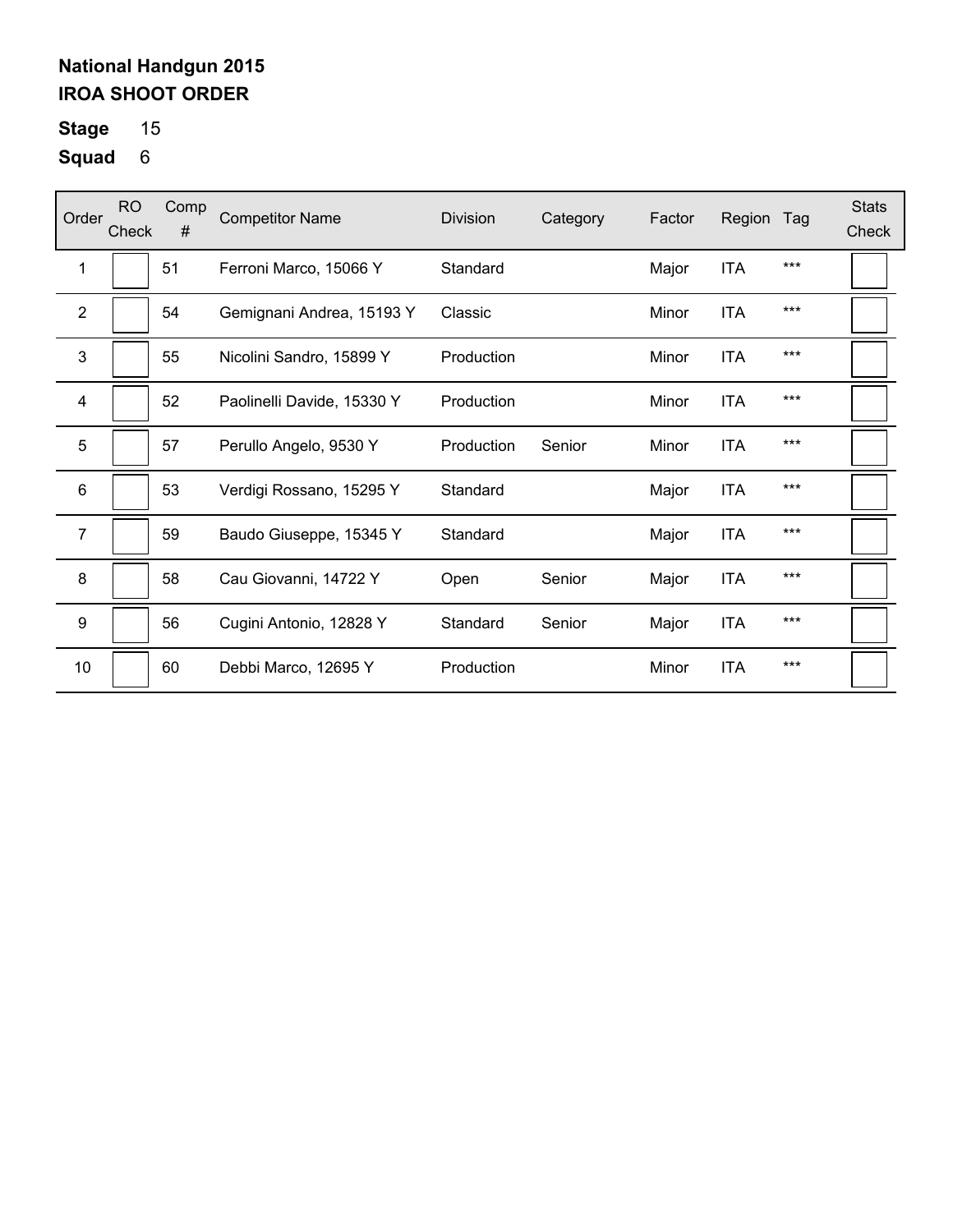**National Handgun 2015**
**IROA SHOOT ORDER**

**Stage** 15

**Squad** 6

| Order | RO Check | Comp # | Competitor Name | Division | Category | Factor | Region | Tag | Stats Check |
|---|---|---|---|---|---|---|---|---|---|
| 1 | | 51 | Ferroni Marco, 15066 Y | Standard | | Major | ITA | *** | |
| 2 | | 54 | Gemignani Andrea, 15193 Y | Classic | | Minor | ITA | *** | |
| 3 | | 55 | Nicolini Sandro, 15899 Y | Production | | Minor | ITA | *** | |
| 4 | | 52 | Paolinelli Davide, 15330 Y | Production | | Minor | ITA | *** | |
| 5 | | 57 | Perullo Angelo, 9530 Y | Production | Senior | Minor | ITA | *** | |
| 6 | | 53 | Verdigi Rossano, 15295 Y | Standard | | Major | ITA | *** | |
| 7 | | 59 | Baudo Giuseppe, 15345 Y | Standard | | Major | ITA | *** | |
| 8 | | 58 | Cau Giovanni, 14722 Y | Open | Senior | Major | ITA | *** | |
| 9 | | 56 | Cugini Antonio, 12828 Y | Standard | Senior | Major | ITA | *** | |
| 10 | | 60 | Debbi Marco, 12695 Y | Production | | Minor | ITA | *** | |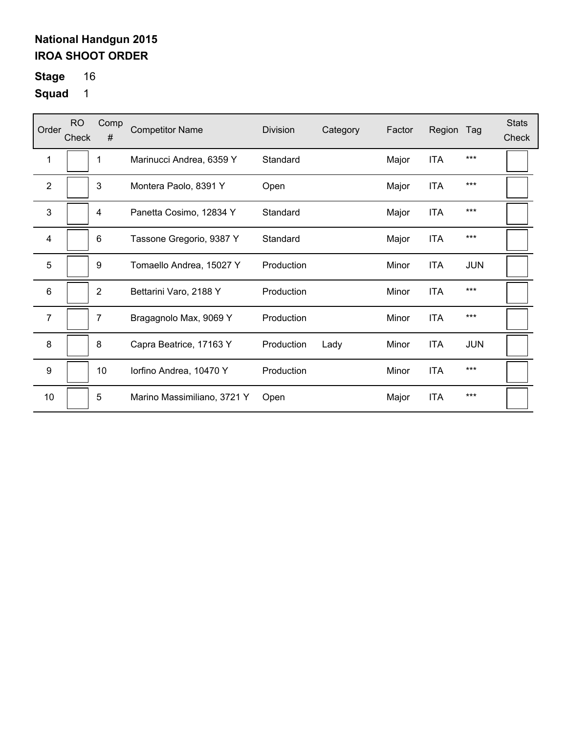**National Handgun 2015**
**IROA SHOOT ORDER**

**Stage** 16

**Squad** 1

| Order | RO Check | Comp # | Competitor Name | Division | Category | Factor | Region | Tag | Stats Check |
|---|---|---|---|---|---|---|---|---|---|
| 1 | | 1 | Marinucci Andrea, 6359 Y | Standard | | Major | ITA | *** | |
| 2 | | 3 | Montera Paolo, 8391 Y | Open | | Major | ITA | *** | |
| 3 | | 4 | Panetta Cosimo, 12834 Y | Standard | | Major | ITA | *** | |
| 4 | | 6 | Tassone Gregorio, 9387 Y | Standard | | Major | ITA | *** | |
| 5 | | 9 | Tomaello Andrea, 15027 Y | Production | | Minor | ITA | JUN | |
| 6 | | 2 | Bettarini Varo, 2188 Y | Production | | Minor | ITA | *** | |
| 7 | | 7 | Bragagnolo Max, 9069 Y | Production | | Minor | ITA | *** | |
| 8 | | 8 | Capra Beatrice, 17163 Y | Production | Lady | Minor | ITA | JUN | |
| 9 | | 10 | Iorfino Andrea, 10470 Y | Production | | Minor | ITA | *** | |
| 10 | | 5 | Marino Massimiliano, 3721 Y | Open | | Major | ITA | *** | |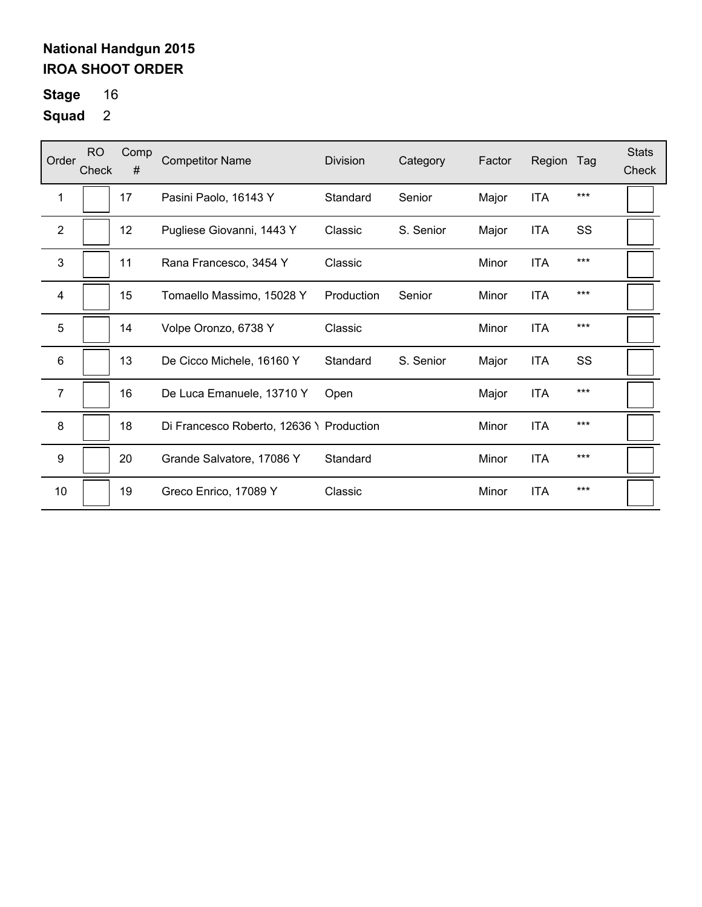**National Handgun 2015**
**IROA SHOOT ORDER**

**Stage** 16

**Squad** 2

| Order | RO Check | Comp # | Competitor Name | Division | Category | Factor | Region | Tag | Stats Check |
|---|---|---|---|---|---|---|---|---|---|
| 1 | | 17 | Pasini Paolo, 16143 Y | Standard | Senior | Major | ITA | *** | |
| 2 | | 12 | Pugliese Giovanni, 1443 Y | Classic | S. Senior | Major | ITA | SS | |
| 3 | | 11 | Rana Francesco, 3454 Y | Classic | | Minor | ITA | *** | |
| 4 | | 15 | Tomaello Massimo, 15028 Y | Production | Senior | Minor | ITA | *** | |
| 5 | | 14 | Volpe Oronzo, 6738 Y | Classic | | Minor | ITA | *** | |
| 6 | | 13 | De Cicco Michele, 16160 Y | Standard | S. Senior | Major | ITA | SS | |
| 7 | | 16 | De Luca Emanuele, 13710 Y | Open | | Major | ITA | *** | |
| 8 | | 18 | Di Francesco Roberto, 12636 Y | Production | | Minor | ITA | *** | |
| 9 | | 20 | Grande Salvatore, 17086 Y | Standard | | Minor | ITA | *** | |
| 10 | | 19 | Greco Enrico, 17089 Y | Classic | | Minor | ITA | *** | |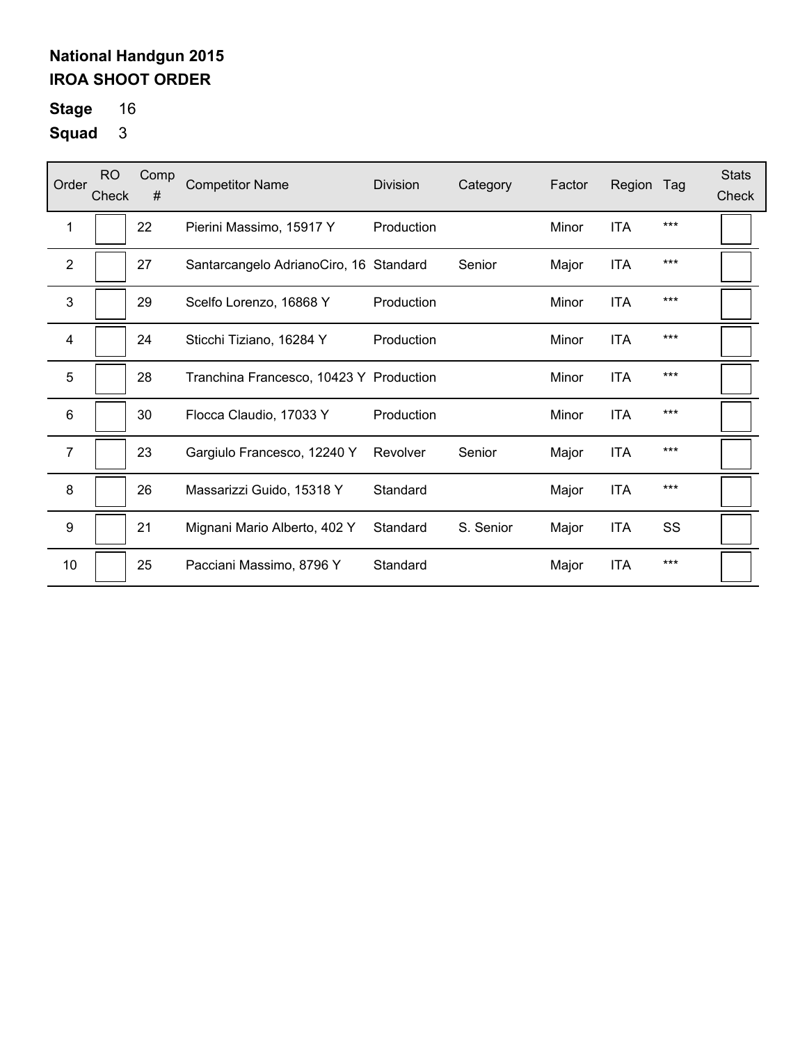**National Handgun 2015**
**IROA SHOOT ORDER**

**Stage** 16

**Squad** 3

| Order | RO Check | Comp # | Competitor Name | Division | Category | Factor | Region | Tag | Stats Check |
|---|---|---|---|---|---|---|---|---|---|
| 1 | | 22 | Pierini Massimo, 15917 Y | Production | | Minor | ITA | *** | |
| 2 | | 27 | Santarcangelo AdrianoCiro, 16 | Standard | Senior | Major | ITA | *** | |
| 3 | | 29 | Scelfo Lorenzo, 16868 Y | Production | | Minor | ITA | *** | |
| 4 | | 24 | Sticchi Tiziano, 16284 Y | Production | | Minor | ITA | *** | |
| 5 | | 28 | Tranchina Francesco, 10423 Y | Production | | Minor | ITA | *** | |
| 6 | | 30 | Flocca Claudio, 17033 Y | Production | | Minor | ITA | *** | |
| 7 | | 23 | Gargiulo Francesco, 12240 Y | Revolver | Senior | Major | ITA | *** | |
| 8 | | 26 | Massarizzi Guido, 15318 Y | Standard | | Major | ITA | *** | |
| 9 | | 21 | Mignani Mario Alberto, 402 Y | Standard | S. Senior | Major | ITA | SS | |
| 10 | | 25 | Pacciani Massimo, 8796 Y | Standard | | Major | ITA | *** | |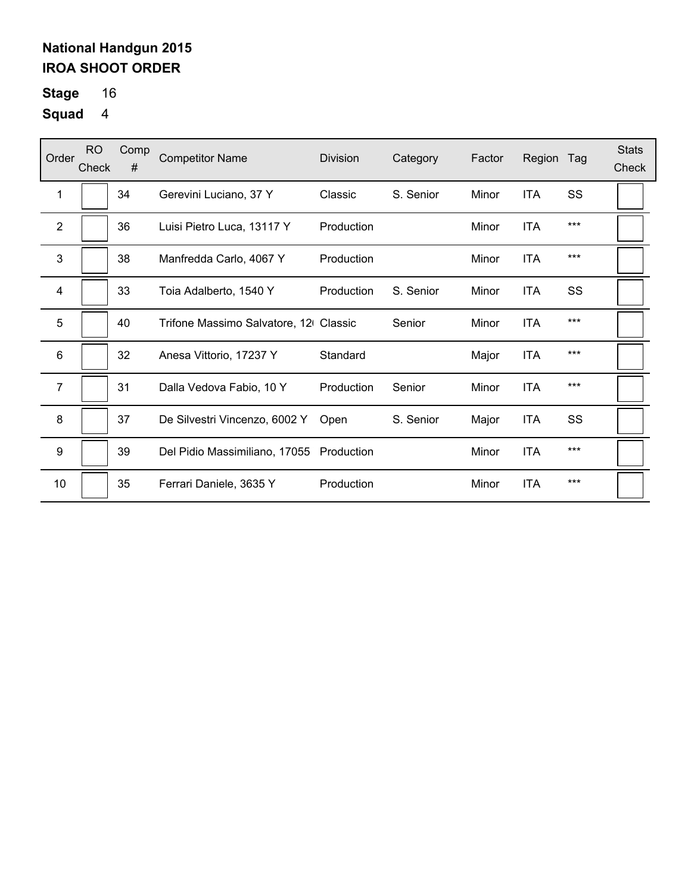**National Handgun 2015**
**IROA SHOOT ORDER**

**Stage** 16

**Squad** 4

| Order | RO Check | Comp # | Competitor Name | Division | Category | Factor | Region | Tag | Stats Check |
|---|---|---|---|---|---|---|---|---|---|
| 1 | | 34 | Gerevini Luciano, 37 Y | Classic | S. Senior | Minor | ITA | SS | |
| 2 | | 36 | Luisi Pietro Luca, 13117 Y | Production | | Minor | ITA | *** | |
| 3 | | 38 | Manfredda Carlo, 4067 Y | Production | | Minor | ITA | *** | |
| 4 | | 33 | Toia Adalberto, 1540 Y | Production | S. Senior | Minor | ITA | SS | |
| 5 | | 40 | Trifone Massimo Salvatore, 12( | Classic | Senior | Minor | ITA | *** | |
| 6 | | 32 | Anesa Vittorio, 17237 Y | Standard | | Major | ITA | *** | |
| 7 | | 31 | Dalla Vedova Fabio, 10 Y | Production | Senior | Minor | ITA | *** | |
| 8 | | 37 | De Silvestri Vincenzo, 6002 Y | Open | S. Senior | Major | ITA | SS | |
| 9 | | 39 | Del Pidio Massimiliano, 17055 | Production | | Minor | ITA | *** | |
| 10 | | 35 | Ferrari Daniele, 3635 Y | Production | | Minor | ITA | *** | |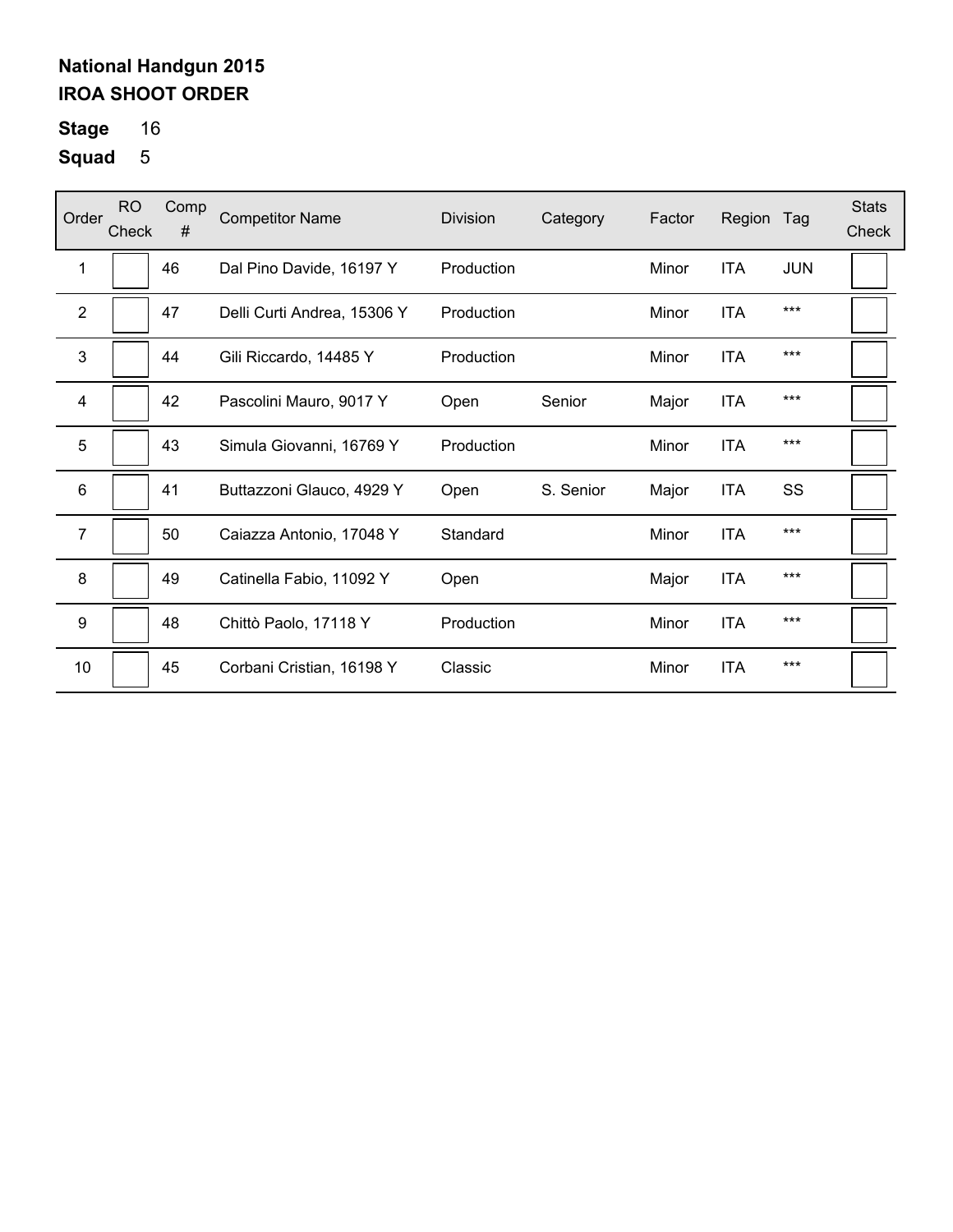**National Handgun 2015**
**IROA SHOOT ORDER**

**Stage** 16

**Squad** 5

| Order | RO Check | Comp # | Competitor Name | Division | Category | Factor | Region | Tag | Stats Check |
|---|---|---|---|---|---|---|---|---|---|
| 1 | | 46 | Dal Pino Davide, 16197 Y | Production | | Minor | ITA | JUN | |
| 2 | | 47 | Delli Curti Andrea, 15306 Y | Production | | Minor | ITA | *** | |
| 3 | | 44 | Gili Riccardo, 14485 Y | Production | | Minor | ITA | *** | |
| 4 | | 42 | Pascolini Mauro, 9017 Y | Open | Senior | Major | ITA | *** | |
| 5 | | 43 | Simula Giovanni, 16769 Y | Production | | Minor | ITA | *** | |
| 6 | | 41 | Buttazzoni Glauco, 4929 Y | Open | S. Senior | Major | ITA | SS | |
| 7 | | 50 | Caiazza Antonio, 17048 Y | Standard | | Minor | ITA | *** | |
| 8 | | 49 | Catinella Fabio, 11092 Y | Open | | Major | ITA | *** | |
| 9 | | 48 | Chittò Paolo, 17118 Y | Production | | Minor | ITA | *** | |
| 10 | | 45 | Corbani Cristian, 16198 Y | Classic | | Minor | ITA | *** | |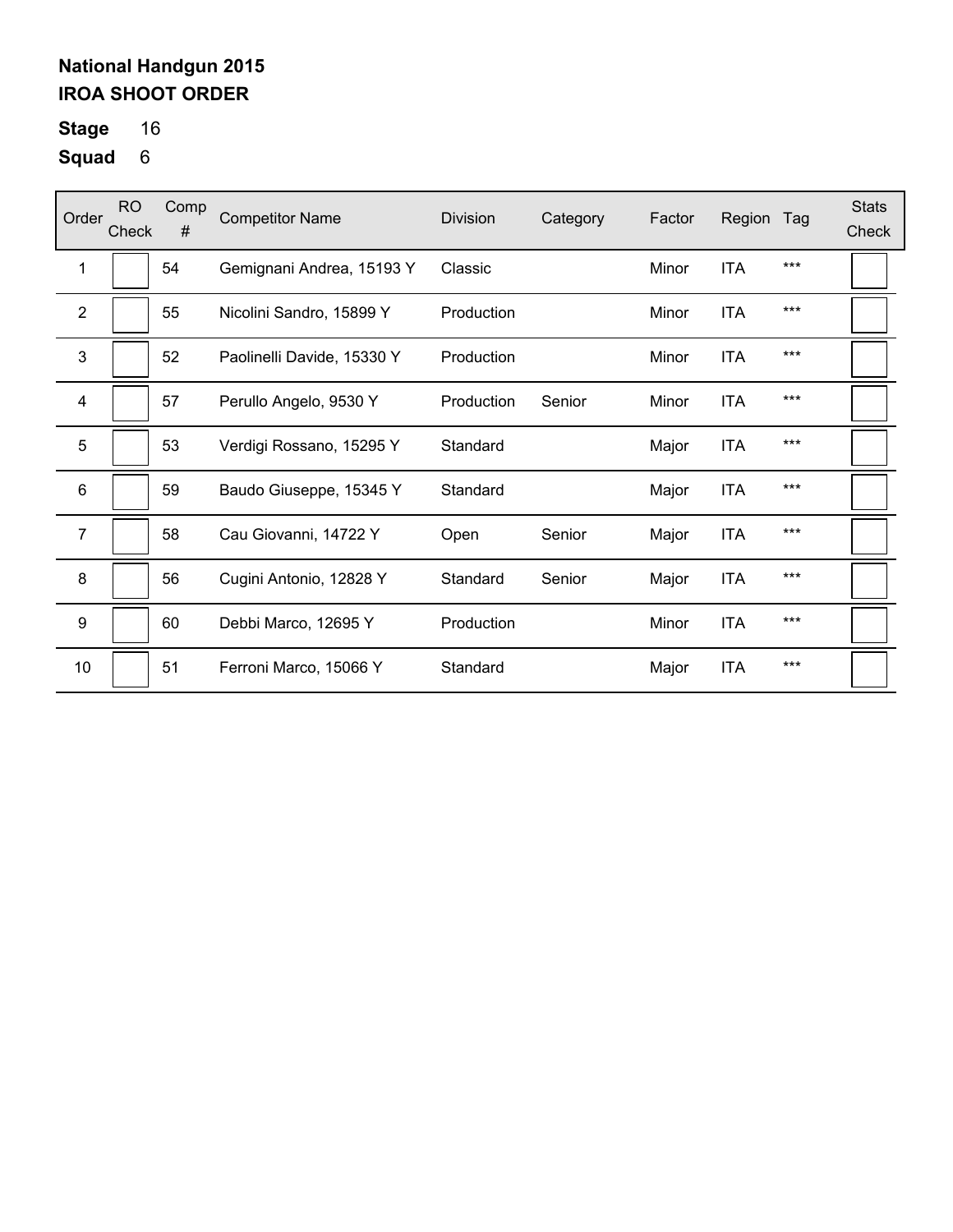**National Handgun 2015**
**IROA SHOOT ORDER**

**Stage** 16

**Squad** 6

| Order | RO Check | Comp # | Competitor Name | Division | Category | Factor | Region | Tag | Stats Check |
|---|---|---|---|---|---|---|---|---|---|
| 1 | | 54 | Gemignani Andrea, 15193 Y | Classic | | Minor | ITA | *** | |
| 2 | | 55 | Nicolini Sandro, 15899 Y | Production | | Minor | ITA | *** | |
| 3 | | 52 | Paolinelli Davide, 15330 Y | Production | | Minor | ITA | *** | |
| 4 | | 57 | Perullo Angelo, 9530 Y | Production | Senior | Minor | ITA | *** | |
| 5 | | 53 | Verdigi Rossano, 15295 Y | Standard | | Major | ITA | *** | |
| 6 | | 59 | Baudo Giuseppe, 15345 Y | Standard | | Major | ITA | *** | |
| 7 | | 58 | Cau Giovanni, 14722 Y | Open | Senior | Major | ITA | *** | |
| 8 | | 56 | Cugini Antonio, 12828 Y | Standard | Senior | Major | ITA | *** | |
| 9 | | 60 | Debbi Marco, 12695 Y | Production | | Minor | ITA | *** | |
| 10 | | 51 | Ferroni Marco, 15066 Y | Standard | | Major | ITA | *** | |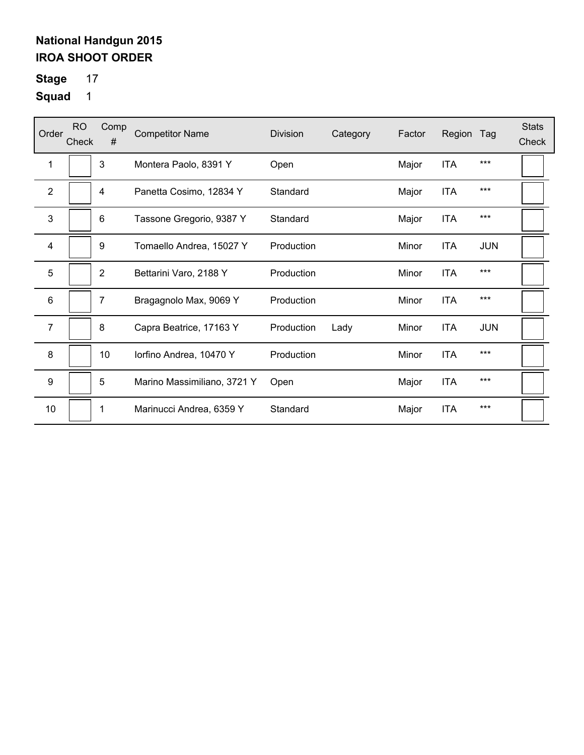**National Handgun 2015**
**IROA SHOOT ORDER**

**Stage** 17

**Squad** 1

| Order | RO Check | Comp # | Competitor Name | Division | Category | Factor | Region | Tag | Stats Check |
|---|---|---|---|---|---|---|---|---|---|
| 1 | | 3 | Montera Paolo, 8391 Y | Open | | Major | ITA | *** | |
| 2 | | 4 | Panetta Cosimo, 12834 Y | Standard | | Major | ITA | *** | |
| 3 | | 6 | Tassone Gregorio, 9387 Y | Standard | | Major | ITA | *** | |
| 4 | | 9 | Tomaello Andrea, 15027 Y | Production | | Minor | ITA | JUN | |
| 5 | | 2 | Bettarini Varo, 2188 Y | Production | | Minor | ITA | *** | |
| 6 | | 7 | Bragagnolo Max, 9069 Y | Production | | Minor | ITA | *** | |
| 7 | | 8 | Capra Beatrice, 17163 Y | Production | Lady | Minor | ITA | JUN | |
| 8 | | 10 | Iorfino Andrea, 10470 Y | Production | | Minor | ITA | *** | |
| 9 | | 5 | Marino Massimiliano, 3721 Y | Open | | Major | ITA | *** | |
| 10 | | 1 | Marinucci Andrea, 6359 Y | Standard | | Major | ITA | *** | |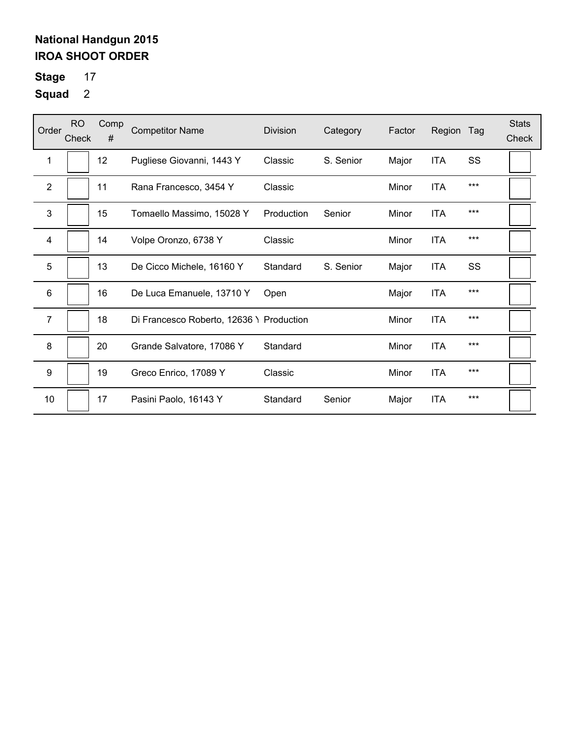**National Handgun 2015**
**IROA SHOOT ORDER**

**Stage** 17

**Squad** 2

| Order | RO Check | Comp # | Competitor Name | Division | Category | Factor | Region | Tag | Stats Check |
|---|---|---|---|---|---|---|---|---|---|
| 1 | | 12 | Pugliese Giovanni, 1443 Y | Classic | S. Senior | Major | ITA | SS | |
| 2 | | 11 | Rana Francesco, 3454 Y | Classic | | Minor | ITA | *** | |
| 3 | | 15 | Tomaello Massimo, 15028 Y | Production | Senior | Minor | ITA | *** | |
| 4 | | 14 | Volpe Oronzo, 6738 Y | Classic | | Minor | ITA | *** | |
| 5 | | 13 | De Cicco Michele, 16160 Y | Standard | S. Senior | Major | ITA | SS | |
| 6 | | 16 | De Luca Emanuele, 13710 Y | Open | | Major | ITA | *** | |
| 7 | | 18 | Di Francesco Roberto, 12636 Y | Production | | Minor | ITA | *** | |
| 8 | | 20 | Grande Salvatore, 17086 Y | Standard | | Minor | ITA | *** | |
| 9 | | 19 | Greco Enrico, 17089 Y | Classic | | Minor | ITA | *** | |
| 10 | | 17 | Pasini Paolo, 16143 Y | Standard | Senior | Major | ITA | *** | |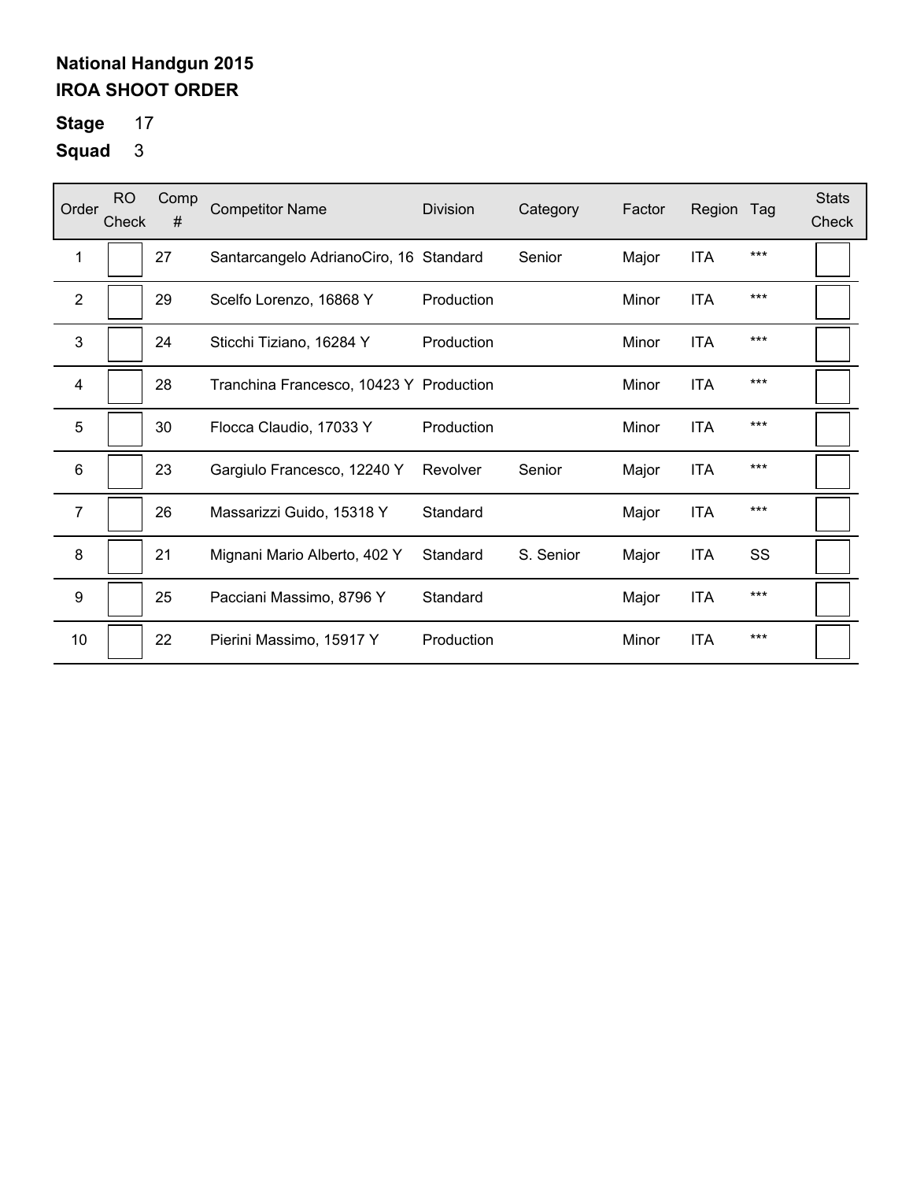## National Handgun 2015

## IROA SHOOT ORDER

**Stage** 17

**Squad** 3

| Order | RO Check | Comp # | Competitor Name | Division | Category | Factor | Region | Tag | Stats Check |
|---|---|---|---|---|---|---|---|---|---|
| 1 | | 27 | Santarcangelo AdrianoCiro, 16 | Standard | Senior | Major | ITA | *** | |
| 2 | | 29 | Scelfo Lorenzo, 16868 Y | Production | | Minor | ITA | *** | |
| 3 | | 24 | Sticchi Tiziano, 16284 Y | Production | | Minor | ITA | *** | |
| 4 | | 28 | Tranchina Francesco, 10423 Y | Production | | Minor | ITA | *** | |
| 5 | | 30 | Flocca Claudio, 17033 Y | Production | | Minor | ITA | *** | |
| 6 | | 23 | Gargiulo Francesco, 12240 Y | Revolver | Senior | Major | ITA | *** | |
| 7 | | 26 | Massarizzi Guido, 15318 Y | Standard | | Major | ITA | *** | |
| 8 | | 21 | Mignani Mario Alberto, 402 Y | Standard | S. Senior | Major | ITA | SS | |
| 9 | | 25 | Pacciani Massimo, 8796 Y | Standard | | Major | ITA | *** | |
| 10 | | 22 | Pierini Massimo, 15917 Y | Production | | Minor | ITA | *** | |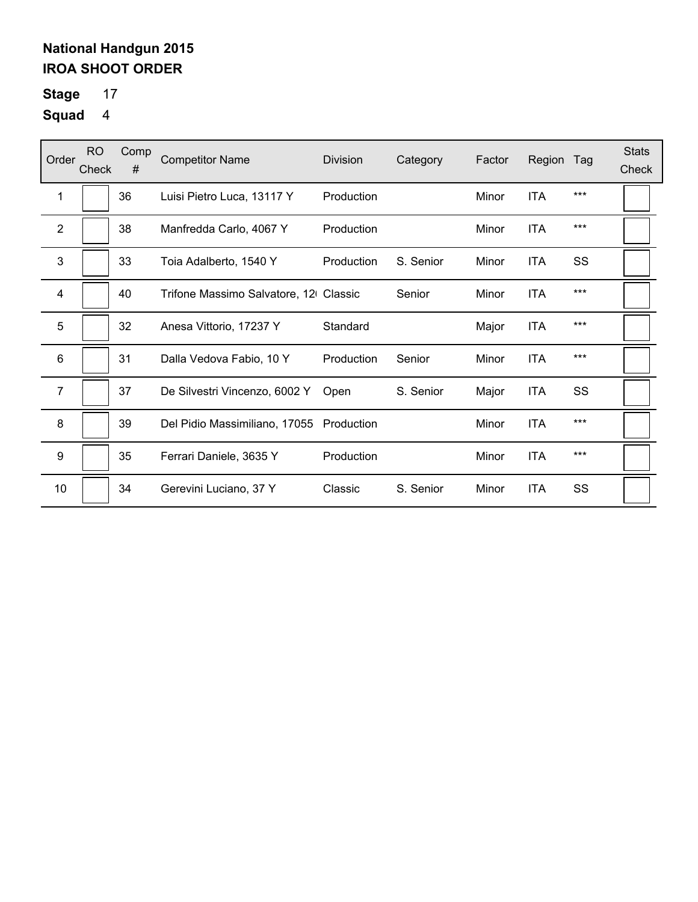**National Handgun 2015**
**IROA SHOOT ORDER**

**Stage** 17
**Squad** 4

| Order | RO Check | Comp # | Competitor Name | Division | Category | Factor | Region | Tag | Stats Check |
|---|---|---|---|---|---|---|---|---|---|
| 1 | | 36 | Luisi Pietro Luca, 13117 Y | Production | | Minor | ITA | *** | |
| 2 | | 38 | Manfredda Carlo, 4067 Y | Production | | Minor | ITA | *** | |
| 3 | | 33 | Toia Adalberto, 1540 Y | Production | S. Senior | Minor | ITA | SS | |
| 4 | | 40 | Trifone Massimo Salvatore, 12( | Classic | Senior | Minor | ITA | *** | |
| 5 | | 32 | Anesa Vittorio, 17237 Y | Standard | | Major | ITA | *** | |
| 6 | | 31 | Dalla Vedova Fabio, 10 Y | Production | Senior | Minor | ITA | *** | |
| 7 | | 37 | De Silvestri Vincenzo, 6002 Y | Open | S. Senior | Major | ITA | SS | |
| 8 | | 39 | Del Pidio Massimiliano, 17055 | Production | | Minor | ITA | *** | |
| 9 | | 35 | Ferrari Daniele, 3635 Y | Production | | Minor | ITA | *** | |
| 10 | | 34 | Gerevini Luciano, 37 Y | Classic | S. Senior | Minor | ITA | SS | |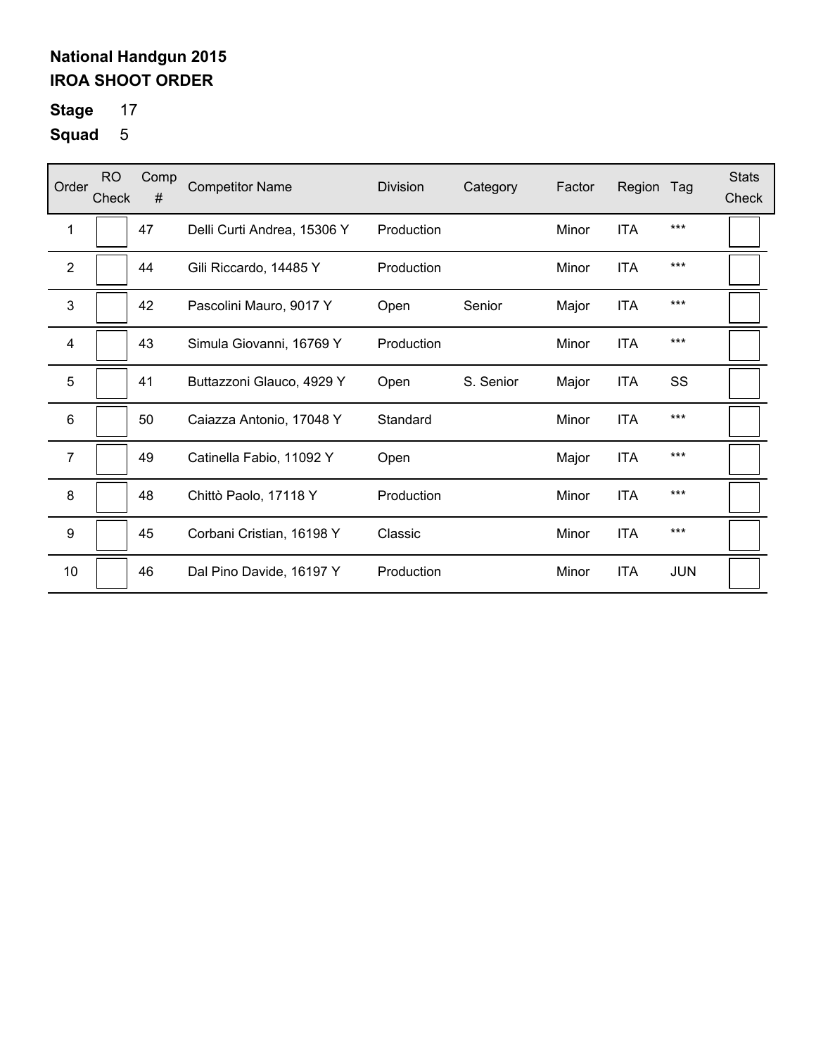**National Handgun 2015**
**IROA SHOOT ORDER**

**Stage** 17

**Squad** 5

| Order | RO Check | Comp # | Competitor Name | Division | Category | Factor | Region | Tag | Stats Check |
|---|---|---|---|---|---|---|---|---|---|
| 1 | | 47 | Delli Curti Andrea, 15306 Y | Production | | Minor | ITA | *** | |
| 2 | | 44 | Gili Riccardo, 14485 Y | Production | | Minor | ITA | *** | |
| 3 | | 42 | Pascolini Mauro, 9017 Y | Open | Senior | Major | ITA | *** | |
| 4 | | 43 | Simula Giovanni, 16769 Y | Production | | Minor | ITA | *** | |
| 5 | | 41 | Buttazzoni Glauco, 4929 Y | Open | S. Senior | Major | ITA | SS | |
| 6 | | 50 | Caiazza Antonio, 17048 Y | Standard | | Minor | ITA | *** | |
| 7 | | 49 | Catinella Fabio, 11092 Y | Open | | Major | ITA | *** | |
| 8 | | 48 | Chittò Paolo, 17118 Y | Production | | Minor | ITA | *** | |
| 9 | | 45 | Corbani Cristian, 16198 Y | Classic | | Minor | ITA | *** | |
| 10 | | 46 | Dal Pino Davide, 16197 Y | Production | | Minor | ITA | JUN | |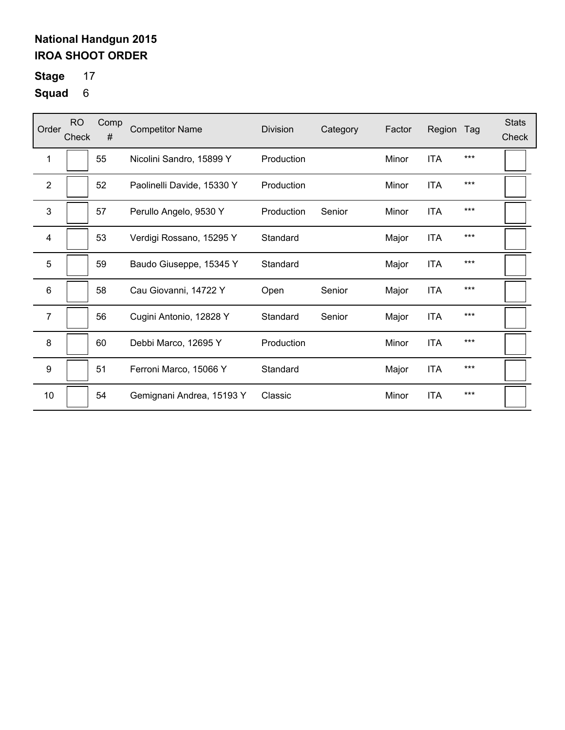**National Handgun 2015**
**IROA SHOOT ORDER**

**Stage** 17
**Squad** 6

| Order | RO Check | Comp # | Competitor Name | Division | Category | Factor | Region | Tag | Stats Check |
|---|---|---|---|---|---|---|---|---|---|
| 1 | | 55 | Nicolini Sandro, 15899 Y | Production | | Minor | ITA | *** | |
| 2 | | 52 | Paolinelli Davide, 15330 Y | Production | | Minor | ITA | *** | |
| 3 | | 57 | Perullo Angelo, 9530 Y | Production | Senior | Minor | ITA | *** | |
| 4 | | 53 | Verdigi Rossano, 15295 Y | Standard | | Major | ITA | *** | |
| 5 | | 59 | Baudo Giuseppe, 15345 Y | Standard | | Major | ITA | *** | |
| 6 | | 58 | Cau Giovanni, 14722 Y | Open | Senior | Major | ITA | *** | |
| 7 | | 56 | Cugini Antonio, 12828 Y | Standard | Senior | Major | ITA | *** | |
| 8 | | 60 | Debbi Marco, 12695 Y | Production | | Minor | ITA | *** | |
| 9 | | 51 | Ferroni Marco, 15066 Y | Standard | | Major | ITA | *** | |
| 10 | | 54 | Gemignani Andrea, 15193 Y | Classic | | Minor | ITA | *** | |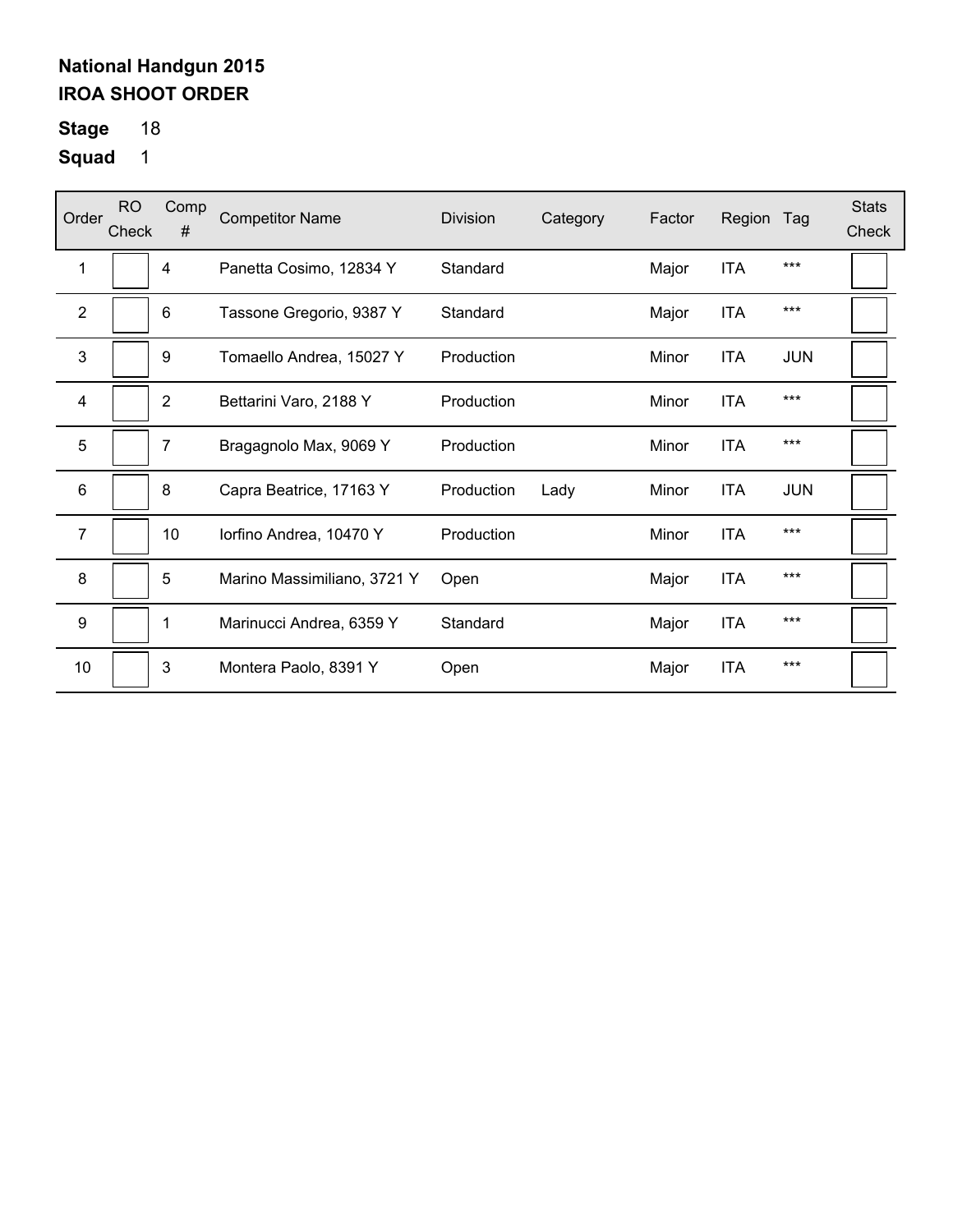**National Handgun 2015**
**IROA SHOOT ORDER**

**Stage** 18

**Squad** 1

| Order | RO Check | Comp # | Competitor Name | Division | Category | Factor | Region | Tag | Stats Check |
|---|---|---|---|---|---|---|---|---|---|
| 1 | | 4 | Panetta Cosimo, 12834 Y | Standard | | Major | ITA | *** | |
| 2 | | 6 | Tassone Gregorio, 9387 Y | Standard | | Major | ITA | *** | |
| 3 | | 9 | Tomaello Andrea, 15027 Y | Production | | Minor | ITA | JUN | |
| 4 | | 2 | Bettarini Varo, 2188 Y | Production | | Minor | ITA | *** | |
| 5 | | 7 | Bragagnolo Max, 9069 Y | Production | | Minor | ITA | *** | |
| 6 | | 8 | Capra Beatrice, 17163 Y | Production | Lady | Minor | ITA | JUN | |
| 7 | | 10 | Iorfino Andrea, 10470 Y | Production | | Minor | ITA | *** | |
| 8 | | 5 | Marino Massimiliano, 3721 Y | Open | | Major | ITA | *** | |
| 9 | | 1 | Marinucci Andrea, 6359 Y | Standard | | Major | ITA | *** | |
| 10 | | 3 | Montera Paolo, 8391 Y | Open | | Major | ITA | *** | |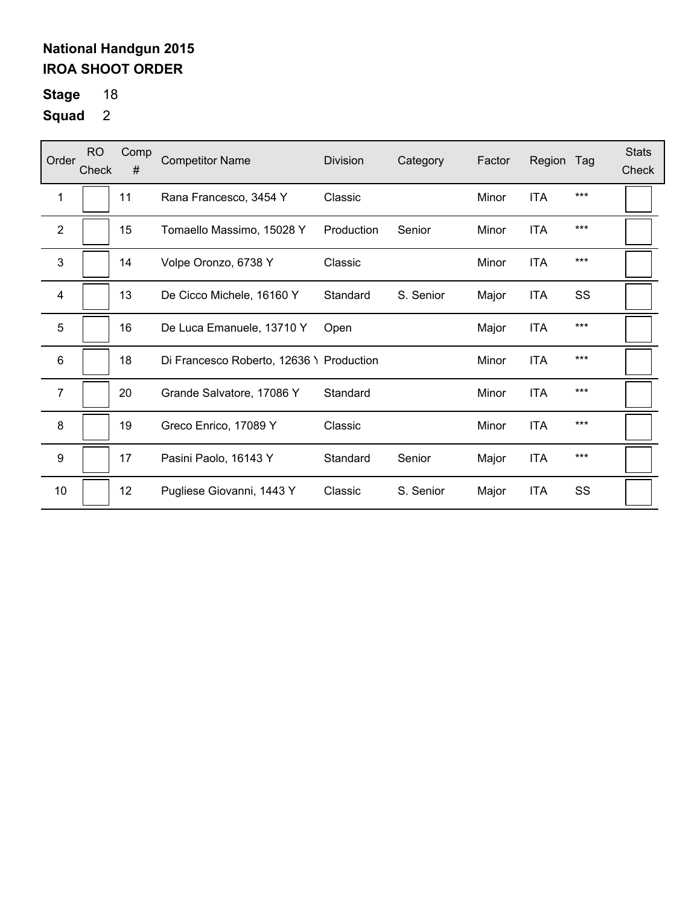**National Handgun 2015**
**IROA SHOOT ORDER**

**Stage** 18

**Squad** 2

| Order | RO Check | Comp # | Competitor Name | Division | Category | Factor | Region | Tag | Stats Check |
|---|---|---|---|---|---|---|---|---|---|
| 1 | | 11 | Rana Francesco, 3454 Y | Classic | | Minor | ITA | *** | |
| 2 | | 15 | Tomaello Massimo, 15028 Y | Production | Senior | Minor | ITA | *** | |
| 3 | | 14 | Volpe Oronzo, 6738 Y | Classic | | Minor | ITA | *** | |
| 4 | | 13 | De Cicco Michele, 16160 Y | Standard | S. Senior | Major | ITA | SS | |
| 5 | | 16 | De Luca Emanuele, 13710 Y | Open | | Major | ITA | *** | |
| 6 | | 18 | Di Francesco Roberto, 12636 Y | Production | | Minor | ITA | *** | |
| 7 | | 20 | Grande Salvatore, 17086 Y | Standard | | Minor | ITA | *** | |
| 8 | | 19 | Greco Enrico, 17089 Y | Classic | | Minor | ITA | *** | |
| 9 | | 17 | Pasini Paolo, 16143 Y | Standard | Senior | Major | ITA | *** | |
| 10 | | 12 | Pugliese Giovanni, 1443 Y | Classic | S. Senior | Major | ITA | SS | |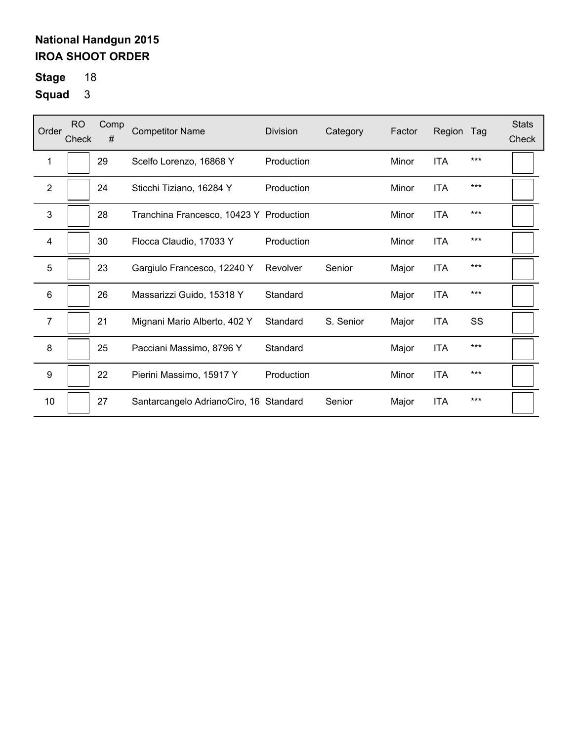**National Handgun 2015**
**IROA SHOOT ORDER**

**Stage** 18

**Squad** 3

| Order | RO Check | Comp # | Competitor Name | Division | Category | Factor | Region | Tag | Stats Check |
|---|---|---|---|---|---|---|---|---|---|
| 1 | | 29 | Scelfo Lorenzo, 16868 Y | Production | | Minor | ITA | *** | |
| 2 | | 24 | Sticchi Tiziano, 16284 Y | Production | | Minor | ITA | *** | |
| 3 | | 28 | Tranchina Francesco, 10423 Y | Production | | Minor | ITA | *** | |
| 4 | | 30 | Flocca Claudio, 17033 Y | Production | | Minor | ITA | *** | |
| 5 | | 23 | Gargiulo Francesco, 12240 Y | Revolver | Senior | Major | ITA | *** | |
| 6 | | 26 | Massarizzi Guido, 15318 Y | Standard | | Major | ITA | *** | |
| 7 | | 21 | Mignani Mario Alberto, 402 Y | Standard | S. Senior | Major | ITA | SS | |
| 8 | | 25 | Pacciani Massimo, 8796 Y | Standard | | Major | ITA | *** | |
| 9 | | 22 | Pierini Massimo, 15917 Y | Production | | Minor | ITA | *** | |
| 10 | | 27 | Santarcangelo AdrianoCiro, 16 | Standard | Senior | Major | ITA | *** | |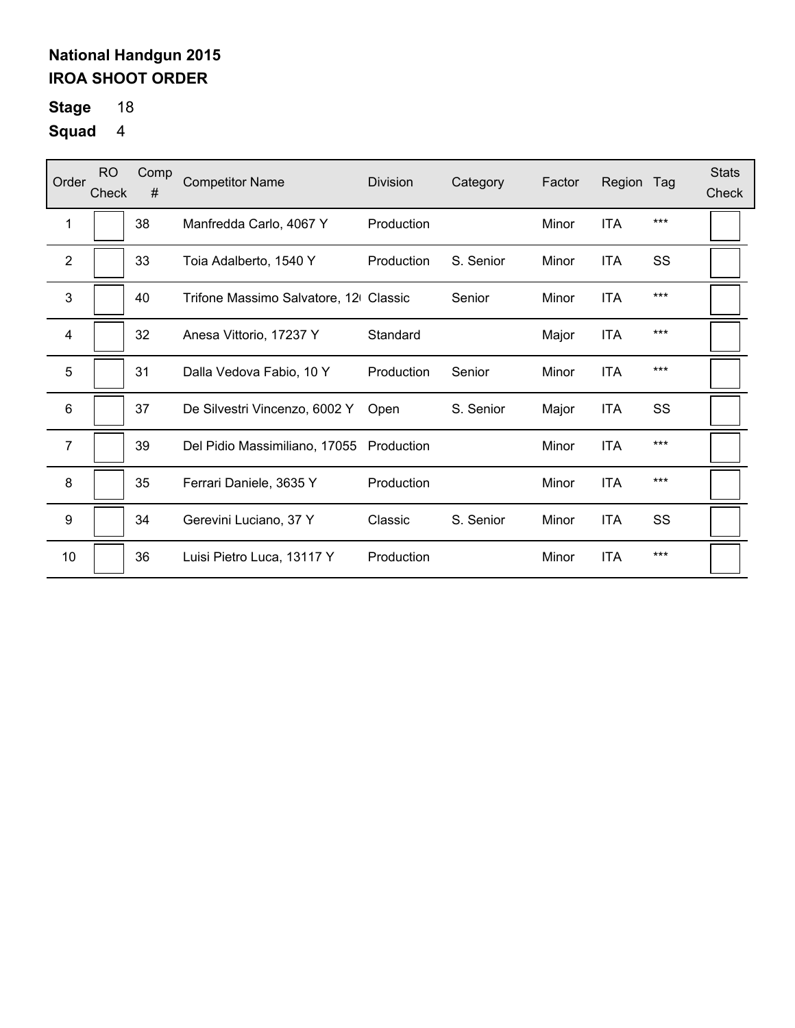**National Handgun 2015**
**IROA SHOOT ORDER**

**Stage** 18

**Squad** 4

| Order | RO Check | Comp # | Competitor Name | Division | Category | Factor | Region | Tag | Stats Check |
|---|---|---|---|---|---|---|---|---|---|
| 1 | | 38 | Manfredda Carlo, 4067 Y | Production | | Minor | ITA | *** | |
| 2 | | 33 | Toia Adalberto, 1540 Y | Production | S. Senior | Minor | ITA | SS | |
| 3 | | 40 | Trifone Massimo Salvatore, 12( | Classic | Senior | Minor | ITA | *** | |
| 4 | | 32 | Anesa Vittorio, 17237 Y | Standard | | Major | ITA | *** | |
| 5 | | 31 | Dalla Vedova Fabio, 10 Y | Production | Senior | Minor | ITA | *** | |
| 6 | | 37 | De Silvestri Vincenzo, 6002 Y | Open | S. Senior | Major | ITA | SS | |
| 7 | | 39 | Del Pidio Massimiliano, 17055 | Production | | Minor | ITA | *** | |
| 8 | | 35 | Ferrari Daniele, 3635 Y | Production | | Minor | ITA | *** | |
| 9 | | 34 | Gerevini Luciano, 37 Y | Classic | S. Senior | Minor | ITA | SS | |
| 10 | | 36 | Luisi Pietro Luca, 13117 Y | Production | | Minor | ITA | *** | |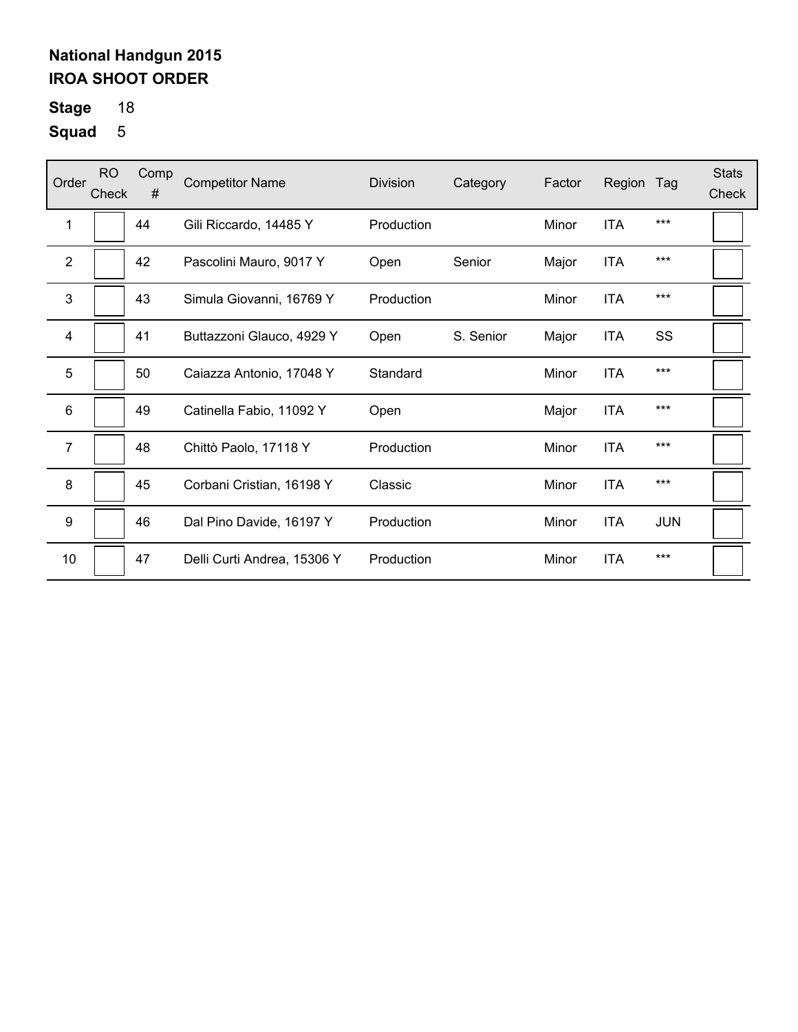**National Handgun 2015**
**IROA SHOOT ORDER**

**Stage** 18

**Squad** 5

| Order | RO Check | Comp # | Competitor Name | Division | Category | Factor | Region | Tag | Stats Check |
|---|---|---|---|---|---|---|---|---|---|
| 1 | | 44 | Gili Riccardo, 14485 Y | Production | | Minor | ITA | *** | |
| 2 | | 42 | Pascolini Mauro, 9017 Y | Open | Senior | Major | ITA | *** | |
| 3 | | 43 | Simula Giovanni, 16769 Y | Production | | Minor | ITA | *** | |
| 4 | | 41 | Buttazzoni Glauco, 4929 Y | Open | S. Senior | Major | ITA | SS | |
| 5 | | 50 | Caiazza Antonio, 17048 Y | Standard | | Minor | ITA | *** | |
| 6 | | 49 | Catinella Fabio, 11092 Y | Open | | Major | ITA | *** | |
| 7 | | 48 | Chittò Paolo, 17118 Y | Production | | Minor | ITA | *** | |
| 8 | | 45 | Corbani Cristian, 16198 Y | Classic | | Minor | ITA | *** | |
| 9 | | 46 | Dal Pino Davide, 16197 Y | Production | | Minor | ITA | JUN | |
| 10 | | 47 | Delli Curti Andrea, 15306 Y | Production | | Minor | ITA | *** | |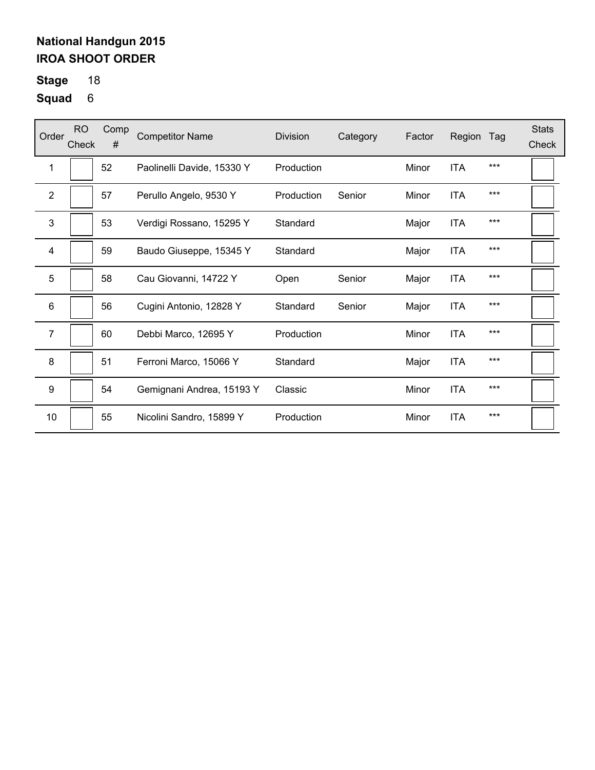**National Handgun 2015**
**IROA SHOOT ORDER**

**Stage** 18

**Squad** 6

| Order | RO Check | Comp # | Competitor Name | Division | Category | Factor | Region | Tag | Stats Check |
|---|---|---|---|---|---|---|---|---|---|
| 1 | | 52 | Paolinelli Davide, 15330 Y | Production | | Minor | ITA | *** | |
| 2 | | 57 | Perullo Angelo, 9530 Y | Production | Senior | Minor | ITA | *** | |
| 3 | | 53 | Verdigi Rossano, 15295 Y | Standard | | Major | ITA | *** | |
| 4 | | 59 | Baudo Giuseppe, 15345 Y | Standard | | Major | ITA | *** | |
| 5 | | 58 | Cau Giovanni, 14722 Y | Open | Senior | Major | ITA | *** | |
| 6 | | 56 | Cugini Antonio, 12828 Y | Standard | Senior | Major | ITA | *** | |
| 7 | | 60 | Debbi Marco, 12695 Y | Production | | Minor | ITA | *** | |
| 8 | | 51 | Ferroni Marco, 15066 Y | Standard | | Major | ITA | *** | |
| 9 | | 54 | Gemignani Andrea, 15193 Y | Classic | | Minor | ITA | *** | |
| 10 | | 55 | Nicolini Sandro, 15899 Y | Production | | Minor | ITA | *** | |